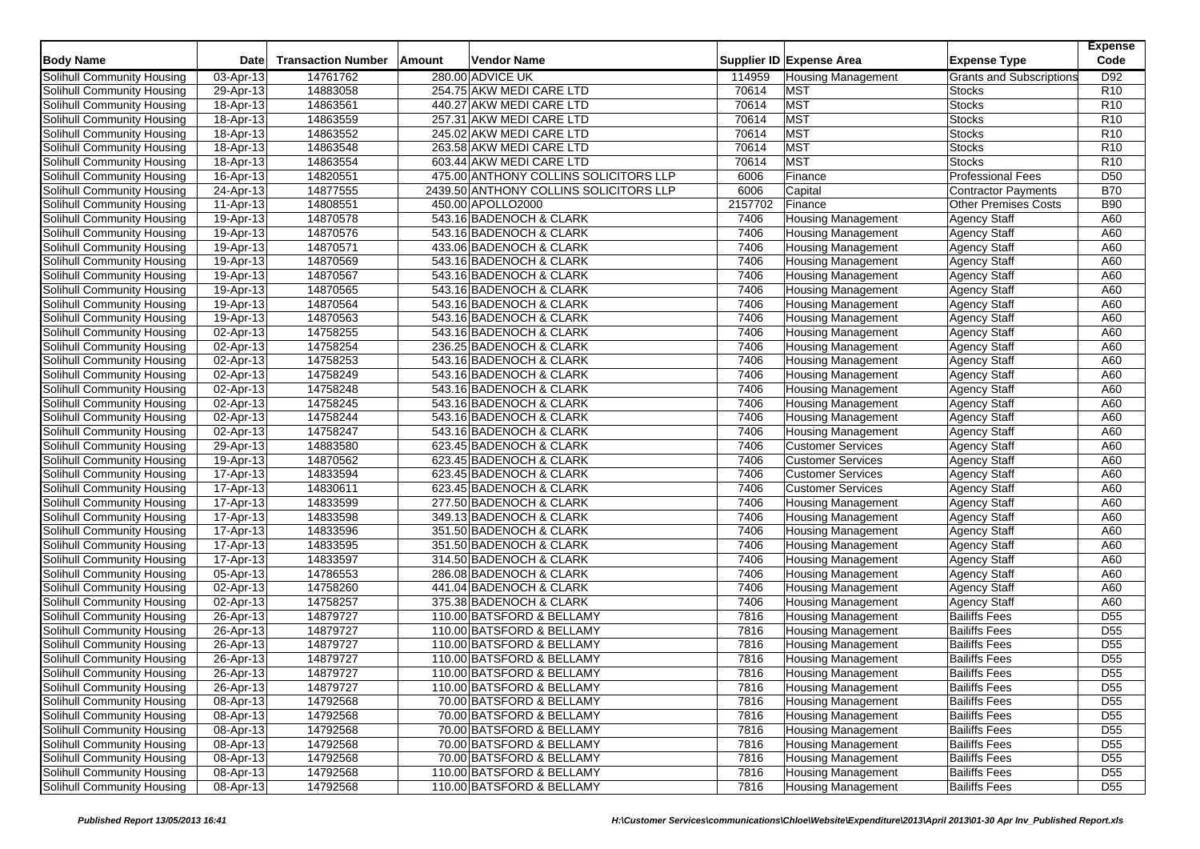| Body Name | Date | Transaction Number | Amount | Vendor Name | Supplier ID | Expense Area | Expense Type | Expense Code |
|---|---|---|---|---|---|---|---|---|
| Solihull Community Housing | 03-Apr-13 | 14761762 | 280.00 | ADVICE UK | 114959 | Housing Management | Grants and Subscriptions | D92 |
| Solihull Community Housing | 29-Apr-13 | 14883058 | 254.75 | AKW MEDI CARE LTD | 70614 | MST | Stocks | R10 |
| Solihull Community Housing | 18-Apr-13 | 14863561 | 440.27 | AKW MEDI CARE LTD | 70614 | MST | Stocks | R10 |
| Solihull Community Housing | 18-Apr-13 | 14863559 | 257.31 | AKW MEDI CARE LTD | 70614 | MST | Stocks | R10 |
| Solihull Community Housing | 18-Apr-13 | 14863552 | 245.02 | AKW MEDI CARE LTD | 70614 | MST | Stocks | R10 |
| Solihull Community Housing | 18-Apr-13 | 14863548 | 263.58 | AKW MEDI CARE LTD | 70614 | MST | Stocks | R10 |
| Solihull Community Housing | 18-Apr-13 | 14863554 | 603.44 | AKW MEDI CARE LTD | 70614 | MST | Stocks | R10 |
| Solihull Community Housing | 16-Apr-13 | 14820551 | 475.00 | ANTHONY COLLINS SOLICITORS LLP | 6006 | Finance | Professional Fees | D50 |
| Solihull Community Housing | 24-Apr-13 | 14877555 | 2439.50 | ANTHONY COLLINS SOLICITORS LLP | 6006 | Capital | Contractor Payments | B70 |
| Solihull Community Housing | 11-Apr-13 | 14808551 | 450.00 | APOLLO2000 | 2157702 | Finance | Other Premises Costs | B90 |
| Solihull Community Housing | 19-Apr-13 | 14870578 | 543.16 | BADENOCH & CLARK | 7406 | Housing Management | Agency Staff | A60 |
| Solihull Community Housing | 19-Apr-13 | 14870576 | 543.16 | BADENOCH & CLARK | 7406 | Housing Management | Agency Staff | A60 |
| Solihull Community Housing | 19-Apr-13 | 14870571 | 433.06 | BADENOCH & CLARK | 7406 | Housing Management | Agency Staff | A60 |
| Solihull Community Housing | 19-Apr-13 | 14870569 | 543.16 | BADENOCH & CLARK | 7406 | Housing Management | Agency Staff | A60 |
| Solihull Community Housing | 19-Apr-13 | 14870567 | 543.16 | BADENOCH & CLARK | 7406 | Housing Management | Agency Staff | A60 |
| Solihull Community Housing | 19-Apr-13 | 14870565 | 543.16 | BADENOCH & CLARK | 7406 | Housing Management | Agency Staff | A60 |
| Solihull Community Housing | 19-Apr-13 | 14870564 | 543.16 | BADENOCH & CLARK | 7406 | Housing Management | Agency Staff | A60 |
| Solihull Community Housing | 19-Apr-13 | 14870563 | 543.16 | BADENOCH & CLARK | 7406 | Housing Management | Agency Staff | A60 |
| Solihull Community Housing | 02-Apr-13 | 14758255 | 543.16 | BADENOCH & CLARK | 7406 | Housing Management | Agency Staff | A60 |
| Solihull Community Housing | 02-Apr-13 | 14758254 | 236.25 | BADENOCH & CLARK | 7406 | Housing Management | Agency Staff | A60 |
| Solihull Community Housing | 02-Apr-13 | 14758253 | 543.16 | BADENOCH & CLARK | 7406 | Housing Management | Agency Staff | A60 |
| Solihull Community Housing | 02-Apr-13 | 14758249 | 543.16 | BADENOCH & CLARK | 7406 | Housing Management | Agency Staff | A60 |
| Solihull Community Housing | 02-Apr-13 | 14758248 | 543.16 | BADENOCH & CLARK | 7406 | Housing Management | Agency Staff | A60 |
| Solihull Community Housing | 02-Apr-13 | 14758245 | 543.16 | BADENOCH & CLARK | 7406 | Housing Management | Agency Staff | A60 |
| Solihull Community Housing | 02-Apr-13 | 14758244 | 543.16 | BADENOCH & CLARK | 7406 | Housing Management | Agency Staff | A60 |
| Solihull Community Housing | 02-Apr-13 | 14758247 | 543.16 | BADENOCH & CLARK | 7406 | Housing Management | Agency Staff | A60 |
| Solihull Community Housing | 29-Apr-13 | 14883580 | 623.45 | BADENOCH & CLARK | 7406 | Customer Services | Agency Staff | A60 |
| Solihull Community Housing | 19-Apr-13 | 14870562 | 623.45 | BADENOCH & CLARK | 7406 | Customer Services | Agency Staff | A60 |
| Solihull Community Housing | 17-Apr-13 | 14833594 | 623.45 | BADENOCH & CLARK | 7406 | Customer Services | Agency Staff | A60 |
| Solihull Community Housing | 17-Apr-13 | 14830611 | 623.45 | BADENOCH & CLARK | 7406 | Customer Services | Agency Staff | A60 |
| Solihull Community Housing | 17-Apr-13 | 14833599 | 277.50 | BADENOCH & CLARK | 7406 | Housing Management | Agency Staff | A60 |
| Solihull Community Housing | 17-Apr-13 | 14833598 | 349.13 | BADENOCH & CLARK | 7406 | Housing Management | Agency Staff | A60 |
| Solihull Community Housing | 17-Apr-13 | 14833596 | 351.50 | BADENOCH & CLARK | 7406 | Housing Management | Agency Staff | A60 |
| Solihull Community Housing | 17-Apr-13 | 14833595 | 351.50 | BADENOCH & CLARK | 7406 | Housing Management | Agency Staff | A60 |
| Solihull Community Housing | 17-Apr-13 | 14833597 | 314.50 | BADENOCH & CLARK | 7406 | Housing Management | Agency Staff | A60 |
| Solihull Community Housing | 05-Apr-13 | 14786553 | 286.08 | BADENOCH & CLARK | 7406 | Housing Management | Agency Staff | A60 |
| Solihull Community Housing | 02-Apr-13 | 14758260 | 441.04 | BADENOCH & CLARK | 7406 | Housing Management | Agency Staff | A60 |
| Solihull Community Housing | 02-Apr-13 | 14758257 | 375.38 | BADENOCH & CLARK | 7406 | Housing Management | Agency Staff | A60 |
| Solihull Community Housing | 26-Apr-13 | 14879727 | 110.00 | BATSFORD & BELLAMY | 7816 | Housing Management | Bailiffs Fees | D55 |
| Solihull Community Housing | 26-Apr-13 | 14879727 | 110.00 | BATSFORD & BELLAMY | 7816 | Housing Management | Bailiffs Fees | D55 |
| Solihull Community Housing | 26-Apr-13 | 14879727 | 110.00 | BATSFORD & BELLAMY | 7816 | Housing Management | Bailiffs Fees | D55 |
| Solihull Community Housing | 26-Apr-13 | 14879727 | 110.00 | BATSFORD & BELLAMY | 7816 | Housing Management | Bailiffs Fees | D55 |
| Solihull Community Housing | 26-Apr-13 | 14879727 | 110.00 | BATSFORD & BELLAMY | 7816 | Housing Management | Bailiffs Fees | D55 |
| Solihull Community Housing | 26-Apr-13 | 14879727 | 110.00 | BATSFORD & BELLAMY | 7816 | Housing Management | Bailiffs Fees | D55 |
| Solihull Community Housing | 08-Apr-13 | 14792568 | 70.00 | BATSFORD & BELLAMY | 7816 | Housing Management | Bailiffs Fees | D55 |
| Solihull Community Housing | 08-Apr-13 | 14792568 | 70.00 | BATSFORD & BELLAMY | 7816 | Housing Management | Bailiffs Fees | D55 |
| Solihull Community Housing | 08-Apr-13 | 14792568 | 70.00 | BATSFORD & BELLAMY | 7816 | Housing Management | Bailiffs Fees | D55 |
| Solihull Community Housing | 08-Apr-13 | 14792568 | 70.00 | BATSFORD & BELLAMY | 7816 | Housing Management | Bailiffs Fees | D55 |
| Solihull Community Housing | 08-Apr-13 | 14792568 | 70.00 | BATSFORD & BELLAMY | 7816 | Housing Management | Bailiffs Fees | D55 |
| Solihull Community Housing | 08-Apr-13 | 14792568 | 110.00 | BATSFORD & BELLAMY | 7816 | Housing Management | Bailiffs Fees | D55 |
| Solihull Community Housing | 08-Apr-13 | 14792568 | 110.00 | BATSFORD & BELLAMY | 7816 | Housing Management | Bailiffs Fees | D55 |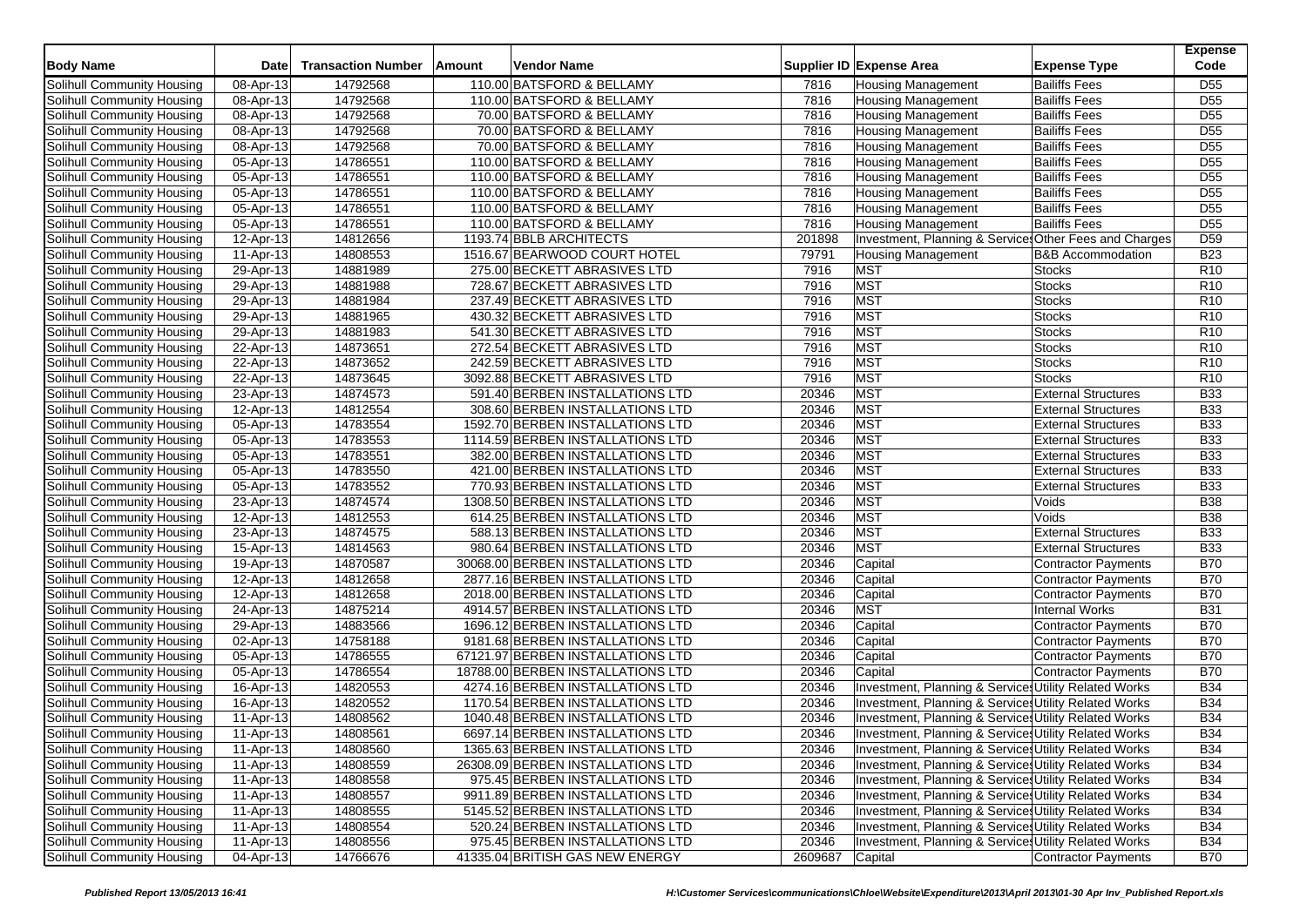| Body Name | Date | Transaction Number | Amount | Vendor Name | Supplier ID | Expense Area | Expense Type | Expense Code |
|---|---|---|---|---|---|---|---|---|
| Solihull Community Housing | 08-Apr-13 | 14792568 | 110.00 | BATSFORD & BELLAMY | 7816 | Housing Management | Bailiffs Fees | D55 |
| Solihull Community Housing | 08-Apr-13 | 14792568 | 110.00 | BATSFORD & BELLAMY | 7816 | Housing Management | Bailiffs Fees | D55 |
| Solihull Community Housing | 08-Apr-13 | 14792568 | 70.00 | BATSFORD & BELLAMY | 7816 | Housing Management | Bailiffs Fees | D55 |
| Solihull Community Housing | 08-Apr-13 | 14792568 | 70.00 | BATSFORD & BELLAMY | 7816 | Housing Management | Bailiffs Fees | D55 |
| Solihull Community Housing | 08-Apr-13 | 14792568 | 70.00 | BATSFORD & BELLAMY | 7816 | Housing Management | Bailiffs Fees | D55 |
| Solihull Community Housing | 05-Apr-13 | 14786551 | 110.00 | BATSFORD & BELLAMY | 7816 | Housing Management | Bailiffs Fees | D55 |
| Solihull Community Housing | 05-Apr-13 | 14786551 | 110.00 | BATSFORD & BELLAMY | 7816 | Housing Management | Bailiffs Fees | D55 |
| Solihull Community Housing | 05-Apr-13 | 14786551 | 110.00 | BATSFORD & BELLAMY | 7816 | Housing Management | Bailiffs Fees | D55 |
| Solihull Community Housing | 05-Apr-13 | 14786551 | 110.00 | BATSFORD & BELLAMY | 7816 | Housing Management | Bailiffs Fees | D55 |
| Solihull Community Housing | 05-Apr-13 | 14786551 | 110.00 | BATSFORD & BELLAMY | 7816 | Housing Management | Bailiffs Fees | D55 |
| Solihull Community Housing | 12-Apr-13 | 14812656 | 1193.74 | BBLB ARCHITECTS | 201898 | Investment, Planning & Services | Other Fees and Charges | D59 |
| Solihull Community Housing | 11-Apr-13 | 14808553 | 1516.67 | BEARWOOD COURT HOTEL | 79791 | Housing Management | B&B Accommodation | B23 |
| Solihull Community Housing | 29-Apr-13 | 14881989 | 275.00 | BECKETT ABRASIVES LTD | 7916 | MST | Stocks | R10 |
| Solihull Community Housing | 29-Apr-13 | 14881988 | 728.67 | BECKETT ABRASIVES LTD | 7916 | MST | Stocks | R10 |
| Solihull Community Housing | 29-Apr-13 | 14881984 | 237.49 | BECKETT ABRASIVES LTD | 7916 | MST | Stocks | R10 |
| Solihull Community Housing | 29-Apr-13 | 14881965 | 430.32 | BECKETT ABRASIVES LTD | 7916 | MST | Stocks | R10 |
| Solihull Community Housing | 29-Apr-13 | 14881983 | 541.30 | BECKETT ABRASIVES LTD | 7916 | MST | Stocks | R10 |
| Solihull Community Housing | 22-Apr-13 | 14873651 | 272.54 | BECKETT ABRASIVES LTD | 7916 | MST | Stocks | R10 |
| Solihull Community Housing | 22-Apr-13 | 14873652 | 242.59 | BECKETT ABRASIVES LTD | 7916 | MST | Stocks | R10 |
| Solihull Community Housing | 22-Apr-13 | 14873645 | 3092.88 | BECKETT ABRASIVES LTD | 7916 | MST | Stocks | R10 |
| Solihull Community Housing | 23-Apr-13 | 14874573 | 591.40 | BERBEN INSTALLATIONS LTD | 20346 | MST | External Structures | B33 |
| Solihull Community Housing | 12-Apr-13 | 14812554 | 308.60 | BERBEN INSTALLATIONS LTD | 20346 | MST | External Structures | B33 |
| Solihull Community Housing | 05-Apr-13 | 14783554 | 1592.70 | BERBEN INSTALLATIONS LTD | 20346 | MST | External Structures | B33 |
| Solihull Community Housing | 05-Apr-13 | 14783553 | 1114.59 | BERBEN INSTALLATIONS LTD | 20346 | MST | External Structures | B33 |
| Solihull Community Housing | 05-Apr-13 | 14783551 | 382.00 | BERBEN INSTALLATIONS LTD | 20346 | MST | External Structures | B33 |
| Solihull Community Housing | 05-Apr-13 | 14783550 | 421.00 | BERBEN INSTALLATIONS LTD | 20346 | MST | External Structures | B33 |
| Solihull Community Housing | 05-Apr-13 | 14783552 | 770.93 | BERBEN INSTALLATIONS LTD | 20346 | MST | External Structures | B33 |
| Solihull Community Housing | 23-Apr-13 | 14874574 | 1308.50 | BERBEN INSTALLATIONS LTD | 20346 | MST | Voids | B38 |
| Solihull Community Housing | 12-Apr-13 | 14812553 | 614.25 | BERBEN INSTALLATIONS LTD | 20346 | MST | Voids | B38 |
| Solihull Community Housing | 23-Apr-13 | 14874575 | 588.13 | BERBEN INSTALLATIONS LTD | 20346 | MST | External Structures | B33 |
| Solihull Community Housing | 15-Apr-13 | 14814563 | 980.64 | BERBEN INSTALLATIONS LTD | 20346 | MST | External Structures | B33 |
| Solihull Community Housing | 19-Apr-13 | 14870587 | 30068.00 | BERBEN INSTALLATIONS LTD | 20346 | Capital | Contractor Payments | B70 |
| Solihull Community Housing | 12-Apr-13 | 14812658 | 2877.16 | BERBEN INSTALLATIONS LTD | 20346 | Capital | Contractor Payments | B70 |
| Solihull Community Housing | 12-Apr-13 | 14812658 | 2018.00 | BERBEN INSTALLATIONS LTD | 20346 | Capital | Contractor Payments | B70 |
| Solihull Community Housing | 24-Apr-13 | 14875214 | 4914.57 | BERBEN INSTALLATIONS LTD | 20346 | MST | Internal Works | B31 |
| Solihull Community Housing | 29-Apr-13 | 14883566 | 1696.12 | BERBEN INSTALLATIONS LTD | 20346 | Capital | Contractor Payments | B70 |
| Solihull Community Housing | 02-Apr-13 | 14758188 | 9181.68 | BERBEN INSTALLATIONS LTD | 20346 | Capital | Contractor Payments | B70 |
| Solihull Community Housing | 05-Apr-13 | 14786555 | 67121.97 | BERBEN INSTALLATIONS LTD | 20346 | Capital | Contractor Payments | B70 |
| Solihull Community Housing | 05-Apr-13 | 14786554 | 18788.00 | BERBEN INSTALLATIONS LTD | 20346 | Capital | Contractor Payments | B70 |
| Solihull Community Housing | 16-Apr-13 | 14820553 | 4274.16 | BERBEN INSTALLATIONS LTD | 20346 | Investment, Planning & Services | Utility Related Works | B34 |
| Solihull Community Housing | 16-Apr-13 | 14820552 | 1170.54 | BERBEN INSTALLATIONS LTD | 20346 | Investment, Planning & Services | Utility Related Works | B34 |
| Solihull Community Housing | 11-Apr-13 | 14808562 | 1040.48 | BERBEN INSTALLATIONS LTD | 20346 | Investment, Planning & Services | Utility Related Works | B34 |
| Solihull Community Housing | 11-Apr-13 | 14808561 | 6697.14 | BERBEN INSTALLATIONS LTD | 20346 | Investment, Planning & Services | Utility Related Works | B34 |
| Solihull Community Housing | 11-Apr-13 | 14808560 | 1365.63 | BERBEN INSTALLATIONS LTD | 20346 | Investment, Planning & Services | Utility Related Works | B34 |
| Solihull Community Housing | 11-Apr-13 | 14808559 | 26308.09 | BERBEN INSTALLATIONS LTD | 20346 | Investment, Planning & Services | Utility Related Works | B34 |
| Solihull Community Housing | 11-Apr-13 | 14808558 | 975.45 | BERBEN INSTALLATIONS LTD | 20346 | Investment, Planning & Services | Utility Related Works | B34 |
| Solihull Community Housing | 11-Apr-13 | 14808557 | 9911.89 | BERBEN INSTALLATIONS LTD | 20346 | Investment, Planning & Services | Utility Related Works | B34 |
| Solihull Community Housing | 11-Apr-13 | 14808555 | 5145.52 | BERBEN INSTALLATIONS LTD | 20346 | Investment, Planning & Services | Utility Related Works | B34 |
| Solihull Community Housing | 11-Apr-13 | 14808554 | 520.24 | BERBEN INSTALLATIONS LTD | 20346 | Investment, Planning & Services | Utility Related Works | B34 |
| Solihull Community Housing | 11-Apr-13 | 14808556 | 975.45 | BERBEN INSTALLATIONS LTD | 20346 | Investment, Planning & Services | Utility Related Works | B34 |
| Solihull Community Housing | 04-Apr-13 | 14766676 | 41335.04 | BRITISH GAS NEW ENERGY | 2609687 | Capital | Contractor Payments | B70 |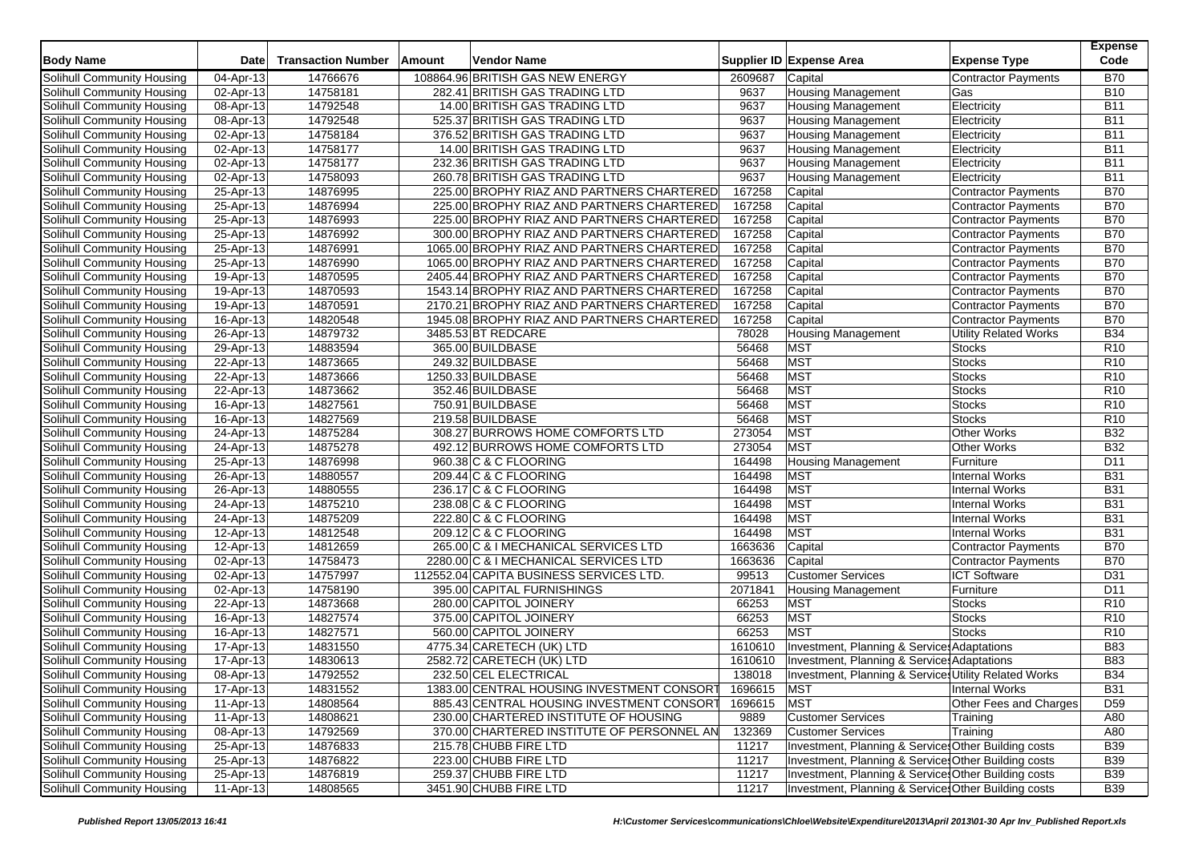| Body Name | Date | Transaction Number | Amount | Vendor Name | Supplier ID | Expense Area | Expense Type | Expense Code |
|---|---|---|---|---|---|---|---|---|
| Solihull Community Housing | 04-Apr-13 | 14766676 | 108864.96 | BRITISH GAS NEW ENERGY | 2609687 | Capital | Contractor Payments | B70 |
| Solihull Community Housing | 02-Apr-13 | 14758181 | 282.41 | BRITISH GAS TRADING LTD | 9637 | Housing Management | Gas | B10 |
| Solihull Community Housing | 08-Apr-13 | 14792548 | 14.00 | BRITISH GAS TRADING LTD | 9637 | Housing Management | Electricity | B11 |
| Solihull Community Housing | 08-Apr-13 | 14792548 | 525.37 | BRITISH GAS TRADING LTD | 9637 | Housing Management | Electricity | B11 |
| Solihull Community Housing | 02-Apr-13 | 14758184 | 376.52 | BRITISH GAS TRADING LTD | 9637 | Housing Management | Electricity | B11 |
| Solihull Community Housing | 02-Apr-13 | 14758177 | 14.00 | BRITISH GAS TRADING LTD | 9637 | Housing Management | Electricity | B11 |
| Solihull Community Housing | 02-Apr-13 | 14758177 | 232.36 | BRITISH GAS TRADING LTD | 9637 | Housing Management | Electricity | B11 |
| Solihull Community Housing | 02-Apr-13 | 14758093 | 260.78 | BRITISH GAS TRADING LTD | 9637 | Housing Management | Electricity | B11 |
| Solihull Community Housing | 25-Apr-13 | 14876995 | 225.00 | BROPHY RIAZ AND PARTNERS CHARTERED | 167258 | Capital | Contractor Payments | B70 |
| Solihull Community Housing | 25-Apr-13 | 14876994 | 225.00 | BROPHY RIAZ AND PARTNERS CHARTERED | 167258 | Capital | Contractor Payments | B70 |
| Solihull Community Housing | 25-Apr-13 | 14876993 | 225.00 | BROPHY RIAZ AND PARTNERS CHARTERED | 167258 | Capital | Contractor Payments | B70 |
| Solihull Community Housing | 25-Apr-13 | 14876992 | 300.00 | BROPHY RIAZ AND PARTNERS CHARTERED | 167258 | Capital | Contractor Payments | B70 |
| Solihull Community Housing | 25-Apr-13 | 14876991 | 1065.00 | BROPHY RIAZ AND PARTNERS CHARTERED | 167258 | Capital | Contractor Payments | B70 |
| Solihull Community Housing | 25-Apr-13 | 14876990 | 1065.00 | BROPHY RIAZ AND PARTNERS CHARTERED | 167258 | Capital | Contractor Payments | B70 |
| Solihull Community Housing | 19-Apr-13 | 14870595 | 2405.44 | BROPHY RIAZ AND PARTNERS CHARTERED | 167258 | Capital | Contractor Payments | B70 |
| Solihull Community Housing | 19-Apr-13 | 14870593 | 1543.14 | BROPHY RIAZ AND PARTNERS CHARTERED | 167258 | Capital | Contractor Payments | B70 |
| Solihull Community Housing | 19-Apr-13 | 14870591 | 2170.21 | BROPHY RIAZ AND PARTNERS CHARTERED | 167258 | Capital | Contractor Payments | B70 |
| Solihull Community Housing | 16-Apr-13 | 14820548 | 1945.08 | BROPHY RIAZ AND PARTNERS CHARTERED | 167258 | Capital | Contractor Payments | B70 |
| Solihull Community Housing | 26-Apr-13 | 14879732 | 3485.53 | BT REDCARE | 78028 | Housing Management | Utility Related Works | B34 |
| Solihull Community Housing | 29-Apr-13 | 14883594 | 365.00 | BUILDBASE | 56468 | MST | Stocks | R10 |
| Solihull Community Housing | 22-Apr-13 | 14873665 | 249.32 | BUILDBASE | 56468 | MST | Stocks | R10 |
| Solihull Community Housing | 22-Apr-13 | 14873666 | 1250.33 | BUILDBASE | 56468 | MST | Stocks | R10 |
| Solihull Community Housing | 22-Apr-13 | 14873662 | 352.46 | BUILDBASE | 56468 | MST | Stocks | R10 |
| Solihull Community Housing | 16-Apr-13 | 14827561 | 750.91 | BUILDBASE | 56468 | MST | Stocks | R10 |
| Solihull Community Housing | 16-Apr-13 | 14827569 | 219.58 | BUILDBASE | 56468 | MST | Stocks | R10 |
| Solihull Community Housing | 24-Apr-13 | 14875284 | 308.27 | BURROWS HOME COMFORTS LTD | 273054 | MST | Other Works | B32 |
| Solihull Community Housing | 24-Apr-13 | 14875278 | 492.12 | BURROWS HOME COMFORTS LTD | 273054 | MST | Other Works | B32 |
| Solihull Community Housing | 25-Apr-13 | 14876998 | 960.38 | C & C FLOORING | 164498 | Housing Management | Furniture | D11 |
| Solihull Community Housing | 26-Apr-13 | 14880557 | 209.44 | C & C FLOORING | 164498 | MST | Internal Works | B31 |
| Solihull Community Housing | 26-Apr-13 | 14880555 | 236.17 | C & C FLOORING | 164498 | MST | Internal Works | B31 |
| Solihull Community Housing | 24-Apr-13 | 14875210 | 238.08 | C & C FLOORING | 164498 | MST | Internal Works | B31 |
| Solihull Community Housing | 24-Apr-13 | 14875209 | 222.80 | C & C FLOORING | 164498 | MST | Internal Works | B31 |
| Solihull Community Housing | 12-Apr-13 | 14812548 | 209.12 | C & C FLOORING | 164498 | MST | Internal Works | B31 |
| Solihull Community Housing | 12-Apr-13 | 14812659 | 265.00 | C & I MECHANICAL SERVICES LTD | 1663636 | Capital | Contractor Payments | B70 |
| Solihull Community Housing | 02-Apr-13 | 14758473 | 2280.00 | C & I MECHANICAL SERVICES LTD | 1663636 | Capital | Contractor Payments | B70 |
| Solihull Community Housing | 02-Apr-13 | 14757997 | 112552.04 | CAPITA BUSINESS SERVICES LTD. | 99513 | Customer Services | ICT Software | D31 |
| Solihull Community Housing | 02-Apr-13 | 14758190 | 395.00 | CAPITAL FURNISHINGS | 2071841 | Housing Management | Furniture | D11 |
| Solihull Community Housing | 22-Apr-13 | 14873668 | 280.00 | CAPITOL JOINERY | 66253 | MST | Stocks | R10 |
| Solihull Community Housing | 16-Apr-13 | 14827574 | 375.00 | CAPITOL JOINERY | 66253 | MST | Stocks | R10 |
| Solihull Community Housing | 16-Apr-13 | 14827571 | 560.00 | CAPITOL JOINERY | 66253 | MST | Stocks | R10 |
| Solihull Community Housing | 17-Apr-13 | 14831550 | 4775.34 | CARETECH (UK) LTD | 1610610 | Investment, Planning & Services | Adaptations | B83 |
| Solihull Community Housing | 17-Apr-13 | 14830613 | 2582.72 | CARETECH (UK) LTD | 1610610 | Investment, Planning & Services | Adaptations | B83 |
| Solihull Community Housing | 08-Apr-13 | 14792552 | 232.50 | CEL ELECTRICAL | 138018 | Investment, Planning & Services | Utility Related Works | B34 |
| Solihull Community Housing | 17-Apr-13 | 14831552 | 1383.00 | CENTRAL HOUSING INVESTMENT CONSORT | 1696615 | MST | Internal Works | B31 |
| Solihull Community Housing | 11-Apr-13 | 14808564 | 885.43 | CENTRAL HOUSING INVESTMENT CONSORT | 1696615 | MST | Other Fees and Charges | D59 |
| Solihull Community Housing | 11-Apr-13 | 14808621 | 230.00 | CHARTERED INSTITUTE OF HOUSING | 9889 | Customer Services | Training | A80 |
| Solihull Community Housing | 08-Apr-13 | 14792569 | 370.00 | CHARTERED INSTITUTE OF PERSONNEL AN | 132369 | Customer Services | Training | A80 |
| Solihull Community Housing | 25-Apr-13 | 14876833 | 215.78 | CHUBB FIRE LTD | 11217 | Investment, Planning & Services | Other Building costs | B39 |
| Solihull Community Housing | 25-Apr-13 | 14876822 | 223.00 | CHUBB FIRE LTD | 11217 | Investment, Planning & Services | Other Building costs | B39 |
| Solihull Community Housing | 25-Apr-13 | 14876819 | 259.37 | CHUBB FIRE LTD | 11217 | Investment, Planning & Services | Other Building costs | B39 |
| Solihull Community Housing | 11-Apr-13 | 14808565 | 3451.90 | CHUBB FIRE LTD | 11217 | Investment, Planning & Services | Other Building costs | B39 |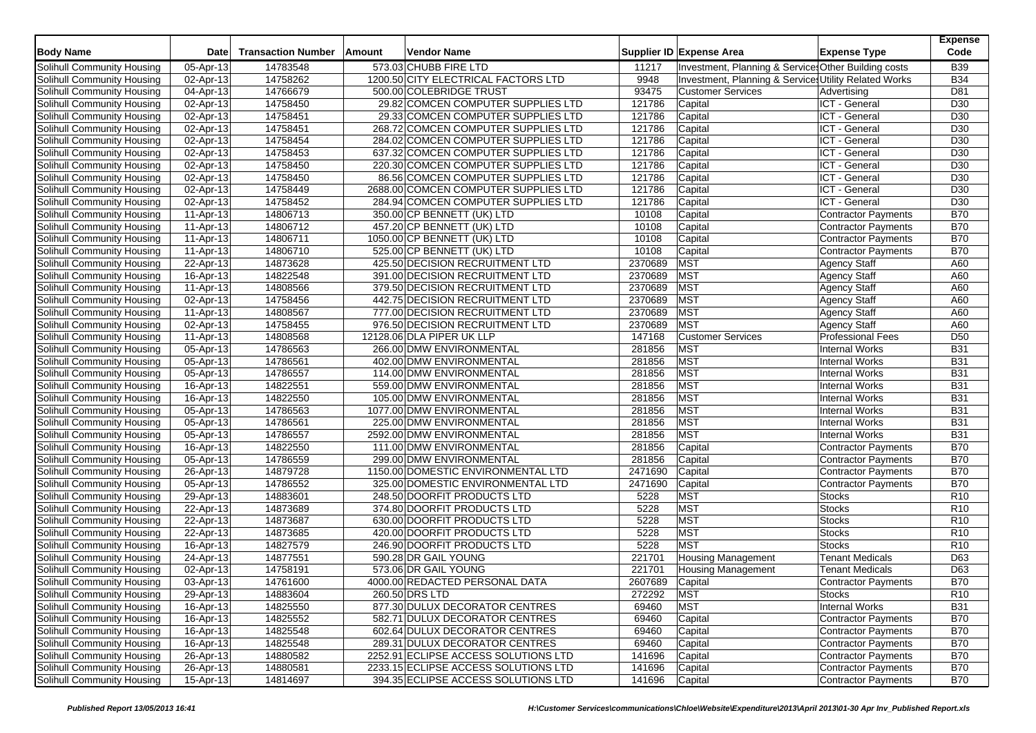| Body Name | Date | Transaction Number | Amount | Vendor Name | Supplier ID | Expense Area | Expense Type | Expense Code |
|---|---|---|---|---|---|---|---|---|
| Solihull Community Housing | 05-Apr-13 | 14783548 | 573.03 | CHUBB FIRE LTD | 11217 | Investment, Planning & Services | Other Building costs | B39 |
| Solihull Community Housing | 02-Apr-13 | 14758262 | 1200.50 | CITY ELECTRICAL FACTORS LTD | 9948 | Investment, Planning & Services | Utility Related Works | B34 |
| Solihull Community Housing | 04-Apr-13 | 14766679 | 500.00 | COLEBRIDGE TRUST | 93475 | Customer Services | Advertising | D81 |
| Solihull Community Housing | 02-Apr-13 | 14758450 | 29.82 | COMCEN COMPUTER SUPPLIES LTD | 121786 | Capital | ICT - General | D30 |
| Solihull Community Housing | 02-Apr-13 | 14758451 | 29.33 | COMCEN COMPUTER SUPPLIES LTD | 121786 | Capital | ICT - General | D30 |
| Solihull Community Housing | 02-Apr-13 | 14758451 | 268.72 | COMCEN COMPUTER SUPPLIES LTD | 121786 | Capital | ICT - General | D30 |
| Solihull Community Housing | 02-Apr-13 | 14758454 | 284.02 | COMCEN COMPUTER SUPPLIES LTD | 121786 | Capital | ICT - General | D30 |
| Solihull Community Housing | 02-Apr-13 | 14758453 | 637.32 | COMCEN COMPUTER SUPPLIES LTD | 121786 | Capital | ICT - General | D30 |
| Solihull Community Housing | 02-Apr-13 | 14758450 | 220.30 | COMCEN COMPUTER SUPPLIES LTD | 121786 | Capital | ICT - General | D30 |
| Solihull Community Housing | 02-Apr-13 | 14758450 | 86.56 | COMCEN COMPUTER SUPPLIES LTD | 121786 | Capital | ICT - General | D30 |
| Solihull Community Housing | 02-Apr-13 | 14758449 | 2688.00 | COMCEN COMPUTER SUPPLIES LTD | 121786 | Capital | ICT - General | D30 |
| Solihull Community Housing | 02-Apr-13 | 14758452 | 284.94 | COMCEN COMPUTER SUPPLIES LTD | 121786 | Capital | ICT - General | D30 |
| Solihull Community Housing | 11-Apr-13 | 14806713 | 350.00 | CP BENNETT (UK) LTD | 10108 | Capital | Contractor Payments | B70 |
| Solihull Community Housing | 11-Apr-13 | 14806712 | 457.20 | CP BENNETT (UK) LTD | 10108 | Capital | Contractor Payments | B70 |
| Solihull Community Housing | 11-Apr-13 | 14806711 | 1050.00 | CP BENNETT (UK) LTD | 10108 | Capital | Contractor Payments | B70 |
| Solihull Community Housing | 11-Apr-13 | 14806710 | 525.00 | CP BENNETT (UK) LTD | 10108 | Capital | Contractor Payments | B70 |
| Solihull Community Housing | 22-Apr-13 | 14873628 | 425.50 | DECISION RECRUITMENT LTD | 2370689 | MST | Agency Staff | A60 |
| Solihull Community Housing | 16-Apr-13 | 14822548 | 391.00 | DECISION RECRUITMENT LTD | 2370689 | MST | Agency Staff | A60 |
| Solihull Community Housing | 11-Apr-13 | 14808566 | 379.50 | DECISION RECRUITMENT LTD | 2370689 | MST | Agency Staff | A60 |
| Solihull Community Housing | 02-Apr-13 | 14758456 | 442.75 | DECISION RECRUITMENT LTD | 2370689 | MST | Agency Staff | A60 |
| Solihull Community Housing | 11-Apr-13 | 14808567 | 777.00 | DECISION RECRUITMENT LTD | 2370689 | MST | Agency Staff | A60 |
| Solihull Community Housing | 02-Apr-13 | 14758455 | 976.50 | DECISION RECRUITMENT LTD | 2370689 | MST | Agency Staff | A60 |
| Solihull Community Housing | 11-Apr-13 | 14808568 | 12128.06 | DLA PIPER UK LLP | 147168 | Customer Services | Professional Fees | D50 |
| Solihull Community Housing | 05-Apr-13 | 14786563 | 266.00 | DMW ENVIRONMENTAL | 281856 | MST | Internal Works | B31 |
| Solihull Community Housing | 05-Apr-13 | 14786561 | 402.00 | DMW ENVIRONMENTAL | 281856 | MST | Internal Works | B31 |
| Solihull Community Housing | 05-Apr-13 | 14786557 | 114.00 | DMW ENVIRONMENTAL | 281856 | MST | Internal Works | B31 |
| Solihull Community Housing | 16-Apr-13 | 14822551 | 559.00 | DMW ENVIRONMENTAL | 281856 | MST | Internal Works | B31 |
| Solihull Community Housing | 16-Apr-13 | 14822550 | 105.00 | DMW ENVIRONMENTAL | 281856 | MST | Internal Works | B31 |
| Solihull Community Housing | 05-Apr-13 | 14786563 | 1077.00 | DMW ENVIRONMENTAL | 281856 | MST | Internal Works | B31 |
| Solihull Community Housing | 05-Apr-13 | 14786561 | 225.00 | DMW ENVIRONMENTAL | 281856 | MST | Internal Works | B31 |
| Solihull Community Housing | 05-Apr-13 | 14786557 | 2592.00 | DMW ENVIRONMENTAL | 281856 | MST | Internal Works | B31 |
| Solihull Community Housing | 16-Apr-13 | 14822550 | 111.00 | DMW ENVIRONMENTAL | 281856 | Capital | Contractor Payments | B70 |
| Solihull Community Housing | 05-Apr-13 | 14786559 | 299.00 | DMW ENVIRONMENTAL | 281856 | Capital | Contractor Payments | B70 |
| Solihull Community Housing | 26-Apr-13 | 14879728 | 1150.00 | DOMESTIC ENVIRONMENTAL LTD | 2471690 | Capital | Contractor Payments | B70 |
| Solihull Community Housing | 05-Apr-13 | 14786552 | 325.00 | DOMESTIC ENVIRONMENTAL LTD | 2471690 | Capital | Contractor Payments | B70 |
| Solihull Community Housing | 29-Apr-13 | 14883601 | 248.50 | DOORFIT PRODUCTS LTD | 5228 | MST | Stocks | R10 |
| Solihull Community Housing | 22-Apr-13 | 14873689 | 374.80 | DOORFIT PRODUCTS LTD | 5228 | MST | Stocks | R10 |
| Solihull Community Housing | 22-Apr-13 | 14873687 | 630.00 | DOORFIT PRODUCTS LTD | 5228 | MST | Stocks | R10 |
| Solihull Community Housing | 22-Apr-13 | 14873685 | 420.00 | DOORFIT PRODUCTS LTD | 5228 | MST | Stocks | R10 |
| Solihull Community Housing | 16-Apr-13 | 14827579 | 246.90 | DOORFIT PRODUCTS LTD | 5228 | MST | Stocks | R10 |
| Solihull Community Housing | 24-Apr-13 | 14877551 | 590.28 | DR GAIL YOUNG | 221701 | Housing Management | Tenant Medicals | D63 |
| Solihull Community Housing | 02-Apr-13 | 14758191 | 573.06 | DR GAIL YOUNG | 221701 | Housing Management | Tenant Medicals | D63 |
| Solihull Community Housing | 03-Apr-13 | 14761600 | 4000.00 | REDACTED PERSONAL DATA | 2607689 | Capital | Contractor Payments | B70 |
| Solihull Community Housing | 29-Apr-13 | 14883604 | 260.50 | DRS LTD | 272292 | MST | Stocks | R10 |
| Solihull Community Housing | 16-Apr-13 | 14825550 | 877.30 | DULUX DECORATOR CENTRES | 69460 | MST | Internal Works | B31 |
| Solihull Community Housing | 16-Apr-13 | 14825552 | 582.71 | DULUX DECORATOR CENTRES | 69460 | Capital | Contractor Payments | B70 |
| Solihull Community Housing | 16-Apr-13 | 14825548 | 602.64 | DULUX DECORATOR CENTRES | 69460 | Capital | Contractor Payments | B70 |
| Solihull Community Housing | 16-Apr-13 | 14825548 | 289.31 | DULUX DECORATOR CENTRES | 69460 | Capital | Contractor Payments | B70 |
| Solihull Community Housing | 26-Apr-13 | 14880582 | 2252.91 | ECLIPSE ACCESS SOLUTIONS LTD | 141696 | Capital | Contractor Payments | B70 |
| Solihull Community Housing | 26-Apr-13 | 14880581 | 2233.15 | ECLIPSE ACCESS SOLUTIONS LTD | 141696 | Capital | Contractor Payments | B70 |
| Solihull Community Housing | 15-Apr-13 | 14814697 | 394.35 | ECLIPSE ACCESS SOLUTIONS LTD | 141696 | Capital | Contractor Payments | B70 |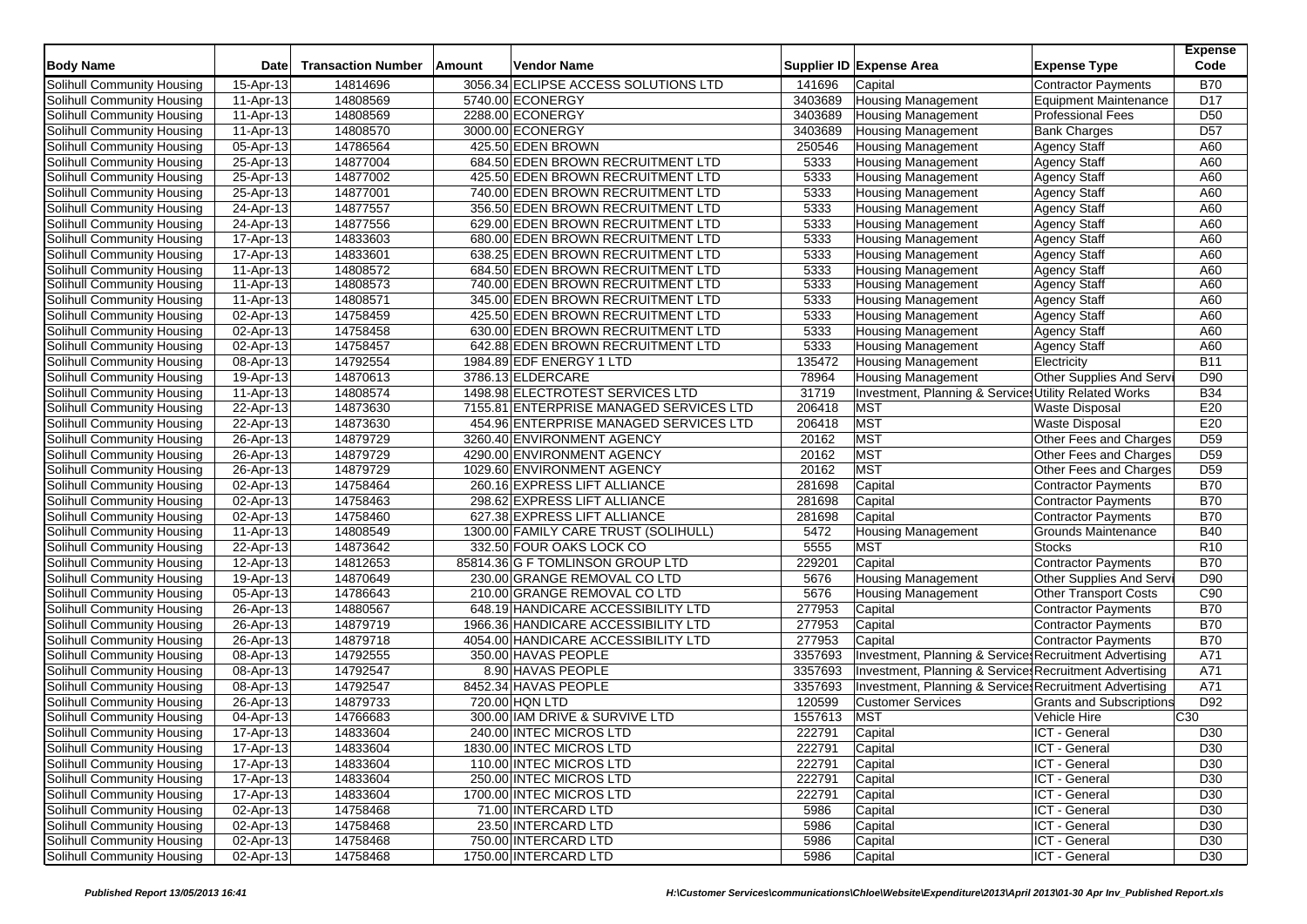| Body Name | Date | Transaction Number | Amount | Vendor Name | Supplier ID | Expense Area | Expense Type | Expense Code |
|---|---|---|---|---|---|---|---|---|
| Solihull Community Housing | 15-Apr-13 | 14814696 | 3056.34 | ECLIPSE ACCESS SOLUTIONS LTD | 141696 | Capital | Contractor Payments | B70 |
| Solihull Community Housing | 11-Apr-13 | 14808569 | 5740.00 | ECONERGY | 3403689 | Housing Management | Equipment Maintenance | D17 |
| Solihull Community Housing | 11-Apr-13 | 14808569 | 2288.00 | ECONERGY | 3403689 | Housing Management | Professional Fees | D50 |
| Solihull Community Housing | 11-Apr-13 | 14808570 | 3000.00 | ECONERGY | 3403689 | Housing Management | Bank Charges | D57 |
| Solihull Community Housing | 05-Apr-13 | 14786564 | 425.50 | EDEN BROWN | 250546 | Housing Management | Agency Staff | A60 |
| Solihull Community Housing | 25-Apr-13 | 14877004 | 684.50 | EDEN BROWN RECRUITMENT LTD | 5333 | Housing Management | Agency Staff | A60 |
| Solihull Community Housing | 25-Apr-13 | 14877002 | 425.50 | EDEN BROWN RECRUITMENT LTD | 5333 | Housing Management | Agency Staff | A60 |
| Solihull Community Housing | 25-Apr-13 | 14877001 | 740.00 | EDEN BROWN RECRUITMENT LTD | 5333 | Housing Management | Agency Staff | A60 |
| Solihull Community Housing | 24-Apr-13 | 14877557 | 356.50 | EDEN BROWN RECRUITMENT LTD | 5333 | Housing Management | Agency Staff | A60 |
| Solihull Community Housing | 24-Apr-13 | 14877556 | 629.00 | EDEN BROWN RECRUITMENT LTD | 5333 | Housing Management | Agency Staff | A60 |
| Solihull Community Housing | 17-Apr-13 | 14833603 | 680.00 | EDEN BROWN RECRUITMENT LTD | 5333 | Housing Management | Agency Staff | A60 |
| Solihull Community Housing | 17-Apr-13 | 14833601 | 638.25 | EDEN BROWN RECRUITMENT LTD | 5333 | Housing Management | Agency Staff | A60 |
| Solihull Community Housing | 11-Apr-13 | 14808572 | 684.50 | EDEN BROWN RECRUITMENT LTD | 5333 | Housing Management | Agency Staff | A60 |
| Solihull Community Housing | 11-Apr-13 | 14808573 | 740.00 | EDEN BROWN RECRUITMENT LTD | 5333 | Housing Management | Agency Staff | A60 |
| Solihull Community Housing | 11-Apr-13 | 14808571 | 345.00 | EDEN BROWN RECRUITMENT LTD | 5333 | Housing Management | Agency Staff | A60 |
| Solihull Community Housing | 02-Apr-13 | 14758459 | 425.50 | EDEN BROWN RECRUITMENT LTD | 5333 | Housing Management | Agency Staff | A60 |
| Solihull Community Housing | 02-Apr-13 | 14758458 | 630.00 | EDEN BROWN RECRUITMENT LTD | 5333 | Housing Management | Agency Staff | A60 |
| Solihull Community Housing | 02-Apr-13 | 14758457 | 642.88 | EDEN BROWN RECRUITMENT LTD | 5333 | Housing Management | Agency Staff | A60 |
| Solihull Community Housing | 08-Apr-13 | 14792554 | 1984.89 | EDF ENERGY 1 LTD | 135472 | Housing Management | Electricity | B11 |
| Solihull Community Housing | 19-Apr-13 | 14870613 | 3786.13 | ELDERCARE | 78964 | Housing Management | Other Supplies And Servi | D90 |
| Solihull Community Housing | 11-Apr-13 | 14808574 | 1498.98 | ELECTROTEST SERVICES LTD | 31719 | Investment, Planning & Services | Utility Related Works | B34 |
| Solihull Community Housing | 22-Apr-13 | 14873630 | 7155.81 | ENTERPRISE MANAGED SERVICES LTD | 206418 | MST | Waste Disposal | E20 |
| Solihull Community Housing | 22-Apr-13 | 14873630 | 454.96 | ENTERPRISE MANAGED SERVICES LTD | 206418 | MST | Waste Disposal | E20 |
| Solihull Community Housing | 26-Apr-13 | 14879729 | 3260.40 | ENVIRONMENT AGENCY | 20162 | MST | Other Fees and Charges | D59 |
| Solihull Community Housing | 26-Apr-13 | 14879729 | 4290.00 | ENVIRONMENT AGENCY | 20162 | MST | Other Fees and Charges | D59 |
| Solihull Community Housing | 26-Apr-13 | 14879729 | 1029.60 | ENVIRONMENT AGENCY | 20162 | MST | Other Fees and Charges | D59 |
| Solihull Community Housing | 02-Apr-13 | 14758464 | 260.16 | EXPRESS LIFT ALLIANCE | 281698 | Capital | Contractor Payments | B70 |
| Solihull Community Housing | 02-Apr-13 | 14758463 | 298.62 | EXPRESS LIFT ALLIANCE | 281698 | Capital | Contractor Payments | B70 |
| Solihull Community Housing | 02-Apr-13 | 14758460 | 627.38 | EXPRESS LIFT ALLIANCE | 281698 | Capital | Contractor Payments | B70 |
| Solihull Community Housing | 11-Apr-13 | 14808549 | 1300.00 | FAMILY CARE TRUST (SOLIHULL) | 5472 | Housing Management | Grounds Maintenance | B40 |
| Solihull Community Housing | 22-Apr-13 | 14873642 | 332.50 | FOUR OAKS LOCK CO | 5555 | MST | Stocks | R10 |
| Solihull Community Housing | 12-Apr-13 | 14812653 | 85814.36 | G F TOMLINSON GROUP LTD | 229201 | Capital | Contractor Payments | B70 |
| Solihull Community Housing | 19-Apr-13 | 14870649 | 230.00 | GRANGE REMOVAL CO LTD | 5676 | Housing Management | Other Supplies And Servi | D90 |
| Solihull Community Housing | 05-Apr-13 | 14786643 | 210.00 | GRANGE REMOVAL CO LTD | 5676 | Housing Management | Other Transport Costs | C90 |
| Solihull Community Housing | 26-Apr-13 | 14880567 | 648.19 | HANDICARE ACCESSIBILITY LTD | 277953 | Capital | Contractor Payments | B70 |
| Solihull Community Housing | 26-Apr-13 | 14879719 | 1966.36 | HANDICARE ACCESSIBILITY LTD | 277953 | Capital | Contractor Payments | B70 |
| Solihull Community Housing | 26-Apr-13 | 14879718 | 4054.00 | HANDICARE ACCESSIBILITY LTD | 277953 | Capital | Contractor Payments | B70 |
| Solihull Community Housing | 08-Apr-13 | 14792555 | 350.00 | HAVAS PEOPLE | 3357693 | Investment, Planning & Services | Recruitment Advertising | A71 |
| Solihull Community Housing | 08-Apr-13 | 14792547 | 8.90 | HAVAS PEOPLE | 3357693 | Investment, Planning & Services | Recruitment Advertising | A71 |
| Solihull Community Housing | 08-Apr-13 | 14792547 | 8452.34 | HAVAS PEOPLE | 3357693 | Investment, Planning & Services | Recruitment Advertising | A71 |
| Solihull Community Housing | 26-Apr-13 | 14879733 | 720.00 | HQN LTD | 120599 | Customer Services | Grants and Subscriptions | D92 |
| Solihull Community Housing | 04-Apr-13 | 14766683 | 300.00 | IAM DRIVE & SURVIVE LTD | 1557613 | MST | Vehicle Hire | C30 |
| Solihull Community Housing | 17-Apr-13 | 14833604 | 240.00 | INTEC MICROS LTD | 222791 | Capital | ICT - General | D30 |
| Solihull Community Housing | 17-Apr-13 | 14833604 | 1830.00 | INTEC MICROS LTD | 222791 | Capital | ICT - General | D30 |
| Solihull Community Housing | 17-Apr-13 | 14833604 | 110.00 | INTEC MICROS LTD | 222791 | Capital | ICT - General | D30 |
| Solihull Community Housing | 17-Apr-13 | 14833604 | 250.00 | INTEC MICROS LTD | 222791 | Capital | ICT - General | D30 |
| Solihull Community Housing | 17-Apr-13 | 14833604 | 1700.00 | INTEC MICROS LTD | 222791 | Capital | ICT - General | D30 |
| Solihull Community Housing | 02-Apr-13 | 14758468 | 71.00 | INTERCARD LTD | 5986 | Capital | ICT - General | D30 |
| Solihull Community Housing | 02-Apr-13 | 14758468 | 23.50 | INTERCARD LTD | 5986 | Capital | ICT - General | D30 |
| Solihull Community Housing | 02-Apr-13 | 14758468 | 750.00 | INTERCARD LTD | 5986 | Capital | ICT - General | D30 |
| Solihull Community Housing | 02-Apr-13 | 14758468 | 1750.00 | INTERCARD LTD | 5986 | Capital | ICT - General | D30 |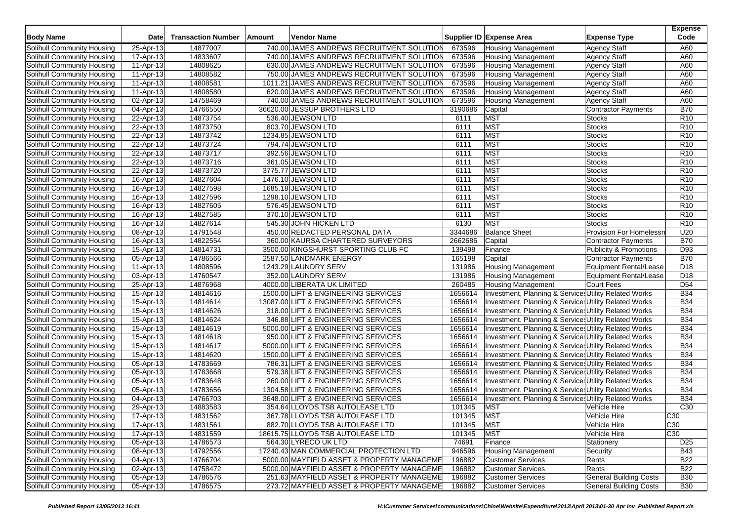| Body Name | Date | Transaction Number | Amount | Vendor Name | Supplier ID | Expense Area | Expense Type | Expense Code |
|---|---|---|---|---|---|---|---|---|
| Solihull Community Housing | 25-Apr-13 | 14877007 | 740.00 | JAMES ANDREWS RECRUITMENT SOLUTION | 673596 | Housing Management | Agency Staff | A60 |
| Solihull Community Housing | 17-Apr-13 | 14833607 | 740.00 | JAMES ANDREWS RECRUITMENT SOLUTION | 673596 | Housing Management | Agency Staff | A60 |
| Solihull Community Housing | 11-Apr-13 | 14808625 | 630.00 | JAMES ANDREWS RECRUITMENT SOLUTION | 673596 | Housing Management | Agency Staff | A60 |
| Solihull Community Housing | 11-Apr-13 | 14808582 | 750.00 | JAMES ANDREWS RECRUITMENT SOLUTION | 673596 | Housing Management | Agency Staff | A60 |
| Solihull Community Housing | 11-Apr-13 | 14808581 | 1011.21 | JAMES ANDREWS RECRUITMENT SOLUTION | 673596 | Housing Management | Agency Staff | A60 |
| Solihull Community Housing | 11-Apr-13 | 14808580 | 620.00 | JAMES ANDREWS RECRUITMENT SOLUTION | 673596 | Housing Management | Agency Staff | A60 |
| Solihull Community Housing | 02-Apr-13 | 14758469 | 740.00 | JAMES ANDREWS RECRUITMENT SOLUTION | 673596 | Housing Management | Agency Staff | A60 |
| Solihull Community Housing | 04-Apr-13 | 14766550 | 36620.00 | JESSUP BROTHERS LTD | 3190686 | Capital | Contractor Payments | B70 |
| Solihull Community Housing | 22-Apr-13 | 14873754 | 536.40 | JEWSON LTD | 6111 | MST | Stocks | R10 |
| Solihull Community Housing | 22-Apr-13 | 14873750 | 803.70 | JEWSON LTD | 6111 | MST | Stocks | R10 |
| Solihull Community Housing | 22-Apr-13 | 14873742 | 1234.85 | JEWSON LTD | 6111 | MST | Stocks | R10 |
| Solihull Community Housing | 22-Apr-13 | 14873724 | 794.74 | JEWSON LTD | 6111 | MST | Stocks | R10 |
| Solihull Community Housing | 22-Apr-13 | 14873717 | 392.56 | JEWSON LTD | 6111 | MST | Stocks | R10 |
| Solihull Community Housing | 22-Apr-13 | 14873716 | 361.05 | JEWSON LTD | 6111 | MST | Stocks | R10 |
| Solihull Community Housing | 22-Apr-13 | 14873720 | 3775.77 | JEWSON LTD | 6111 | MST | Stocks | R10 |
| Solihull Community Housing | 16-Apr-13 | 14827604 | 1476.10 | JEWSON LTD | 6111 | MST | Stocks | R10 |
| Solihull Community Housing | 16-Apr-13 | 14827598 | 1685.18 | JEWSON LTD | 6111 | MST | Stocks | R10 |
| Solihull Community Housing | 16-Apr-13 | 14827596 | 1298.10 | JEWSON LTD | 6111 | MST | Stocks | R10 |
| Solihull Community Housing | 16-Apr-13 | 14827605 | 576.45 | JEWSON LTD | 6111 | MST | Stocks | R10 |
| Solihull Community Housing | 16-Apr-13 | 14827585 | 370.10 | JEWSON LTD | 6111 | MST | Stocks | R10 |
| Solihull Community Housing | 16-Apr-13 | 14827614 | 545.30 | JOHN HICKEN LTD | 6130 | MST | Stocks | R10 |
| Solihull Community Housing | 08-Apr-13 | 14791548 | 450.00 | REDACTED PERSONAL DATA | 3344686 | Balance Sheet | Provision For Homelessn | U20 |
| Solihull Community Housing | 16-Apr-13 | 14822554 | 360.00 | KAURSA CHARTERED SURVEYORS | 2662686 | Capital | Contractor Payments | B70 |
| Solihull Community Housing | 15-Apr-13 | 14814731 | 3500.00 | KINGSHURST SPORTING CLUB FC | 139498 | Finance | Publicity & Promotions | D93 |
| Solihull Community Housing | 05-Apr-13 | 14786566 | 2587.50 | LANDMARK ENERGY | 165198 | Capital | Contractor Payments | B70 |
| Solihull Community Housing | 11-Apr-13 | 14808596 | 1243.29 | LAUNDRY SERV | 131986 | Housing Management | Equipment Rental/Lease | D18 |
| Solihull Community Housing | 03-Apr-13 | 14760547 | 352.00 | LAUNDRY SERV | 131986 | Housing Management | Equipment Rental/Lease | D18 |
| Solihull Community Housing | 25-Apr-13 | 14876968 | 4000.00 | LIBERATA UK LIMITED | 260485 | Housing Management | Court Fees | D54 |
| Solihull Community Housing | 15-Apr-13 | 14814616 | 1500.00 | LIFT & ENGINEERING SERVICES | 1656614 | Investment, Planning & Services | Utility Related Works | B34 |
| Solihull Community Housing | 15-Apr-13 | 14814614 | 13087.00 | LIFT & ENGINEERING SERVICES | 1656614 | Investment, Planning & Services | Utility Related Works | B34 |
| Solihull Community Housing | 15-Apr-13 | 14814626 | 318.00 | LIFT & ENGINEERING SERVICES | 1656614 | Investment, Planning & Services | Utility Related Works | B34 |
| Solihull Community Housing | 15-Apr-13 | 14814624 | 346.88 | LIFT & ENGINEERING SERVICES | 1656614 | Investment, Planning & Services | Utility Related Works | B34 |
| Solihull Community Housing | 15-Apr-13 | 14814619 | 5000.00 | LIFT & ENGINEERING SERVICES | 1656614 | Investment, Planning & Services | Utility Related Works | B34 |
| Solihull Community Housing | 15-Apr-13 | 14814618 | 950.00 | LIFT & ENGINEERING SERVICES | 1656614 | Investment, Planning & Services | Utility Related Works | B34 |
| Solihull Community Housing | 15-Apr-13 | 14814617 | 5000.00 | LIFT & ENGINEERING SERVICES | 1656614 | Investment, Planning & Services | Utility Related Works | B34 |
| Solihull Community Housing | 15-Apr-13 | 14814620 | 1500.00 | LIFT & ENGINEERING SERVICES | 1656614 | Investment, Planning & Services | Utility Related Works | B34 |
| Solihull Community Housing | 05-Apr-13 | 14783669 | 786.31 | LIFT & ENGINEERING SERVICES | 1656614 | Investment, Planning & Services | Utility Related Works | B34 |
| Solihull Community Housing | 05-Apr-13 | 14783668 | 579.38 | LIFT & ENGINEERING SERVICES | 1656614 | Investment, Planning & Services | Utility Related Works | B34 |
| Solihull Community Housing | 05-Apr-13 | 14783648 | 260.00 | LIFT & ENGINEERING SERVICES | 1656614 | Investment, Planning & Services | Utility Related Works | B34 |
| Solihull Community Housing | 05-Apr-13 | 14783656 | 1304.58 | LIFT & ENGINEERING SERVICES | 1656614 | Investment, Planning & Services | Utility Related Works | B34 |
| Solihull Community Housing | 04-Apr-13 | 14766703 | 3648.00 | LIFT & ENGINEERING SERVICES | 1656614 | Investment, Planning & Services | Utility Related Works | B34 |
| Solihull Community Housing | 29-Apr-13 | 14883583 | 354.64 | LLOYDS TSB AUTOLEASE LTD | 101345 | MST | Vehicle Hire | C30 |
| Solihull Community Housing | 17-Apr-13 | 14831562 | 367.78 | LLOYDS TSB AUTOLEASE LTD | 101345 | MST | Vehicle Hire | C30 |
| Solihull Community Housing | 17-Apr-13 | 14831561 | 882.70 | LLOYDS TSB AUTOLEASE LTD | 101345 | MST | Vehicle Hire | C30 |
| Solihull Community Housing | 17-Apr-13 | 14831559 | 18615.75 | LLOYDS TSB AUTOLEASE LTD | 101345 | MST | Vehicle Hire | C30 |
| Solihull Community Housing | 05-Apr-13 | 14786573 | 564.30 | LYRECO UK LTD | 74691 | Finance | Stationery | D25 |
| Solihull Community Housing | 08-Apr-13 | 14792556 | 17240.43 | MAN COMMERCIAL PROTECTION LTD | 946596 | Housing Management | Security | B43 |
| Solihull Community Housing | 04-Apr-13 | 14766704 | 5000.00 | MAYFIELD ASSET & PROPERTY MANAGEME | 196882 | Customer Services | Rents | B22 |
| Solihull Community Housing | 02-Apr-13 | 14758472 | 5000.00 | MAYFIELD ASSET & PROPERTY MANAGEME | 196882 | Customer Services | Rents | B22 |
| Solihull Community Housing | 05-Apr-13 | 14786576 | 251.63 | MAYFIELD ASSET & PROPERTY MANAGEME | 196882 | Customer Services | General Building Costs | B30 |
| Solihull Community Housing | 05-Apr-13 | 14786575 | 273.72 | MAYFIELD ASSET & PROPERTY MANAGEME | 196882 | Customer Services | General Building Costs | B30 |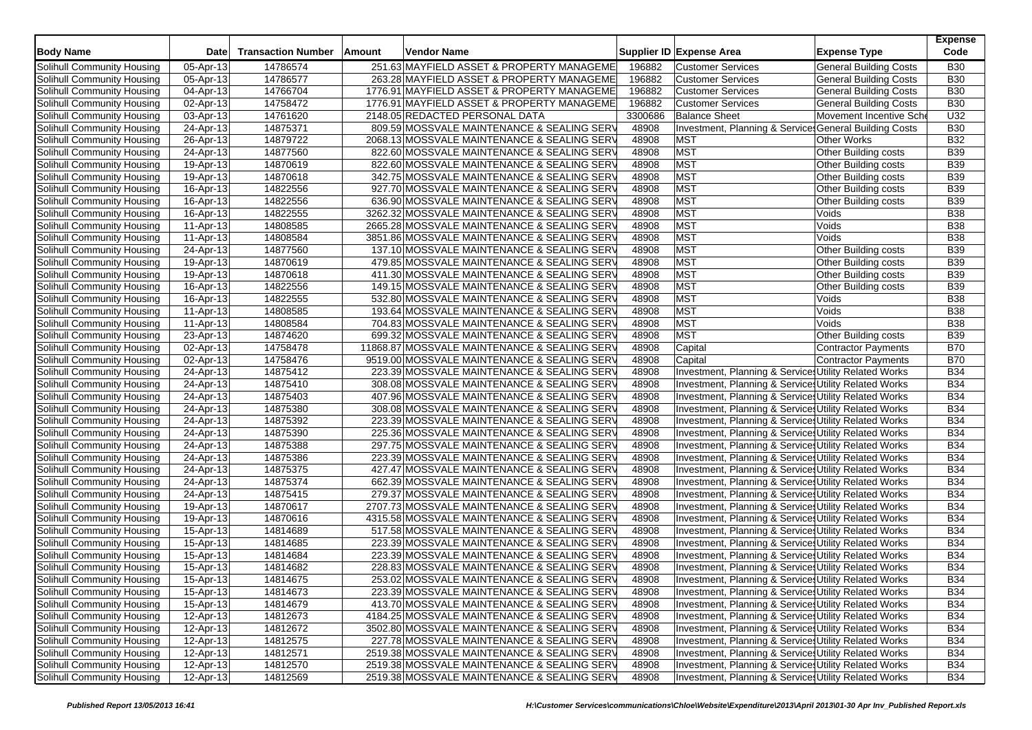| Body Name | Date | Transaction Number | Amount | Vendor Name | Supplier ID | Expense Area | Expense Type | Expense Code |
|---|---|---|---|---|---|---|---|---|
| Solihull Community Housing | 05-Apr-13 | 14786574 | 251.63 | MAYFIELD ASSET & PROPERTY MANAGEME | 196882 | Customer Services | General Building Costs | B30 |
| Solihull Community Housing | 05-Apr-13 | 14786577 | 263.28 | MAYFIELD ASSET & PROPERTY MANAGEME | 196882 | Customer Services | General Building Costs | B30 |
| Solihull Community Housing | 04-Apr-13 | 14766704 | 1776.91 | MAYFIELD ASSET & PROPERTY MANAGEME | 196882 | Customer Services | General Building Costs | B30 |
| Solihull Community Housing | 02-Apr-13 | 14758472 | 1776.91 | MAYFIELD ASSET & PROPERTY MANAGEME | 196882 | Customer Services | General Building Costs | B30 |
| Solihull Community Housing | 03-Apr-13 | 14761620 | 2148.05 | REDACTED PERSONAL DATA | 3300686 | Balance Sheet | Movement Incentive Sche | U32 |
| Solihull Community Housing | 24-Apr-13 | 14875371 | 809.59 | MOSSVALE MAINTENANCE & SEALING SERV | 48908 | Investment, Planning & Services | General Building Costs | B30 |
| Solihull Community Housing | 26-Apr-13 | 14879722 | 2068.13 | MOSSVALE MAINTENANCE & SEALING SERV | 48908 | MST | Other Works | B32 |
| Solihull Community Housing | 24-Apr-13 | 14877560 | 822.60 | MOSSVALE MAINTENANCE & SEALING SERV | 48908 | MST | Other Building costs | B39 |
| Solihull Community Housing | 19-Apr-13 | 14870619 | 822.60 | MOSSVALE MAINTENANCE & SEALING SERV | 48908 | MST | Other Building costs | B39 |
| Solihull Community Housing | 19-Apr-13 | 14870618 | 342.75 | MOSSVALE MAINTENANCE & SEALING SERV | 48908 | MST | Other Building costs | B39 |
| Solihull Community Housing | 16-Apr-13 | 14822556 | 927.70 | MOSSVALE MAINTENANCE & SEALING SERV | 48908 | MST | Other Building costs | B39 |
| Solihull Community Housing | 16-Apr-13 | 14822556 | 636.90 | MOSSVALE MAINTENANCE & SEALING SERV | 48908 | MST | Other Building costs | B39 |
| Solihull Community Housing | 16-Apr-13 | 14822555 | 3262.32 | MOSSVALE MAINTENANCE & SEALING SERV | 48908 | MST | Voids | B38 |
| Solihull Community Housing | 11-Apr-13 | 14808585 | 2665.28 | MOSSVALE MAINTENANCE & SEALING SERV | 48908 | MST | Voids | B38 |
| Solihull Community Housing | 11-Apr-13 | 14808584 | 3851.86 | MOSSVALE MAINTENANCE & SEALING SERV | 48908 | MST | Voids | B38 |
| Solihull Community Housing | 24-Apr-13 | 14877560 | 137.10 | MOSSVALE MAINTENANCE & SEALING SERV | 48908 | MST | Other Building costs | B39 |
| Solihull Community Housing | 19-Apr-13 | 14870619 | 479.85 | MOSSVALE MAINTENANCE & SEALING SERV | 48908 | MST | Other Building costs | B39 |
| Solihull Community Housing | 19-Apr-13 | 14870618 | 411.30 | MOSSVALE MAINTENANCE & SEALING SERV | 48908 | MST | Other Building costs | B39 |
| Solihull Community Housing | 16-Apr-13 | 14822556 | 149.15 | MOSSVALE MAINTENANCE & SEALING SERV | 48908 | MST | Other Building costs | B39 |
| Solihull Community Housing | 16-Apr-13 | 14822555 | 532.80 | MOSSVALE MAINTENANCE & SEALING SERV | 48908 | MST | Voids | B38 |
| Solihull Community Housing | 11-Apr-13 | 14808585 | 193.64 | MOSSVALE MAINTENANCE & SEALING SERV | 48908 | MST | Voids | B38 |
| Solihull Community Housing | 11-Apr-13 | 14808584 | 704.83 | MOSSVALE MAINTENANCE & SEALING SERV | 48908 | MST | Voids | B38 |
| Solihull Community Housing | 23-Apr-13 | 14874620 | 699.32 | MOSSVALE MAINTENANCE & SEALING SERV | 48908 | MST | Other Building costs | B39 |
| Solihull Community Housing | 02-Apr-13 | 14758478 | 11868.87 | MOSSVALE MAINTENANCE & SEALING SERV | 48908 | Capital | Contractor Payments | B70 |
| Solihull Community Housing | 02-Apr-13 | 14758476 | 9519.00 | MOSSVALE MAINTENANCE & SEALING SERV | 48908 | Capital | Contractor Payments | B70 |
| Solihull Community Housing | 24-Apr-13 | 14875412 | 223.39 | MOSSVALE MAINTENANCE & SEALING SERV | 48908 | Investment, Planning & Services | Utility Related Works | B34 |
| Solihull Community Housing | 24-Apr-13 | 14875410 | 308.08 | MOSSVALE MAINTENANCE & SEALING SERV | 48908 | Investment, Planning & Services | Utility Related Works | B34 |
| Solihull Community Housing | 24-Apr-13 | 14875403 | 407.96 | MOSSVALE MAINTENANCE & SEALING SERV | 48908 | Investment, Planning & Services | Utility Related Works | B34 |
| Solihull Community Housing | 24-Apr-13 | 14875380 | 308.08 | MOSSVALE MAINTENANCE & SEALING SERV | 48908 | Investment, Planning & Services | Utility Related Works | B34 |
| Solihull Community Housing | 24-Apr-13 | 14875392 | 223.39 | MOSSVALE MAINTENANCE & SEALING SERV | 48908 | Investment, Planning & Services | Utility Related Works | B34 |
| Solihull Community Housing | 24-Apr-13 | 14875390 | 225.36 | MOSSVALE MAINTENANCE & SEALING SERV | 48908 | Investment, Planning & Services | Utility Related Works | B34 |
| Solihull Community Housing | 24-Apr-13 | 14875388 | 297.75 | MOSSVALE MAINTENANCE & SEALING SERV | 48908 | Investment, Planning & Services | Utility Related Works | B34 |
| Solihull Community Housing | 24-Apr-13 | 14875386 | 223.39 | MOSSVALE MAINTENANCE & SEALING SERV | 48908 | Investment, Planning & Services | Utility Related Works | B34 |
| Solihull Community Housing | 24-Apr-13 | 14875375 | 427.47 | MOSSVALE MAINTENANCE & SEALING SERV | 48908 | Investment, Planning & Services | Utility Related Works | B34 |
| Solihull Community Housing | 24-Apr-13 | 14875374 | 662.39 | MOSSVALE MAINTENANCE & SEALING SERV | 48908 | Investment, Planning & Services | Utility Related Works | B34 |
| Solihull Community Housing | 24-Apr-13 | 14875415 | 279.37 | MOSSVALE MAINTENANCE & SEALING SERV | 48908 | Investment, Planning & Services | Utility Related Works | B34 |
| Solihull Community Housing | 19-Apr-13 | 14870617 | 2707.73 | MOSSVALE MAINTENANCE & SEALING SERV | 48908 | Investment, Planning & Services | Utility Related Works | B34 |
| Solihull Community Housing | 19-Apr-13 | 14870616 | 4315.58 | MOSSVALE MAINTENANCE & SEALING SERV | 48908 | Investment, Planning & Services | Utility Related Works | B34 |
| Solihull Community Housing | 15-Apr-13 | 14814689 | 517.58 | MOSSVALE MAINTENANCE & SEALING SERV | 48908 | Investment, Planning & Services | Utility Related Works | B34 |
| Solihull Community Housing | 15-Apr-13 | 14814685 | 223.39 | MOSSVALE MAINTENANCE & SEALING SERV | 48908 | Investment, Planning & Services | Utility Related Works | B34 |
| Solihull Community Housing | 15-Apr-13 | 14814684 | 223.39 | MOSSVALE MAINTENANCE & SEALING SERV | 48908 | Investment, Planning & Services | Utility Related Works | B34 |
| Solihull Community Housing | 15-Apr-13 | 14814682 | 228.83 | MOSSVALE MAINTENANCE & SEALING SERV | 48908 | Investment, Planning & Services | Utility Related Works | B34 |
| Solihull Community Housing | 15-Apr-13 | 14814675 | 253.02 | MOSSVALE MAINTENANCE & SEALING SERV | 48908 | Investment, Planning & Services | Utility Related Works | B34 |
| Solihull Community Housing | 15-Apr-13 | 14814673 | 223.39 | MOSSVALE MAINTENANCE & SEALING SERV | 48908 | Investment, Planning & Services | Utility Related Works | B34 |
| Solihull Community Housing | 15-Apr-13 | 14814679 | 413.70 | MOSSVALE MAINTENANCE & SEALING SERV | 48908 | Investment, Planning & Services | Utility Related Works | B34 |
| Solihull Community Housing | 12-Apr-13 | 14812673 | 4184.25 | MOSSVALE MAINTENANCE & SEALING SERV | 48908 | Investment, Planning & Services | Utility Related Works | B34 |
| Solihull Community Housing | 12-Apr-13 | 14812672 | 3502.80 | MOSSVALE MAINTENANCE & SEALING SERV | 48908 | Investment, Planning & Services | Utility Related Works | B34 |
| Solihull Community Housing | 12-Apr-13 | 14812575 | 227.78 | MOSSVALE MAINTENANCE & SEALING SERV | 48908 | Investment, Planning & Services | Utility Related Works | B34 |
| Solihull Community Housing | 12-Apr-13 | 14812571 | 2519.38 | MOSSVALE MAINTENANCE & SEALING SERV | 48908 | Investment, Planning & Services | Utility Related Works | B34 |
| Solihull Community Housing | 12-Apr-13 | 14812570 | 2519.38 | MOSSVALE MAINTENANCE & SEALING SERV | 48908 | Investment, Planning & Services | Utility Related Works | B34 |
| Solihull Community Housing | 12-Apr-13 | 14812569 | 2519.38 | MOSSVALE MAINTENANCE & SEALING SERV | 48908 | Investment, Planning & Services | Utility Related Works | B34 |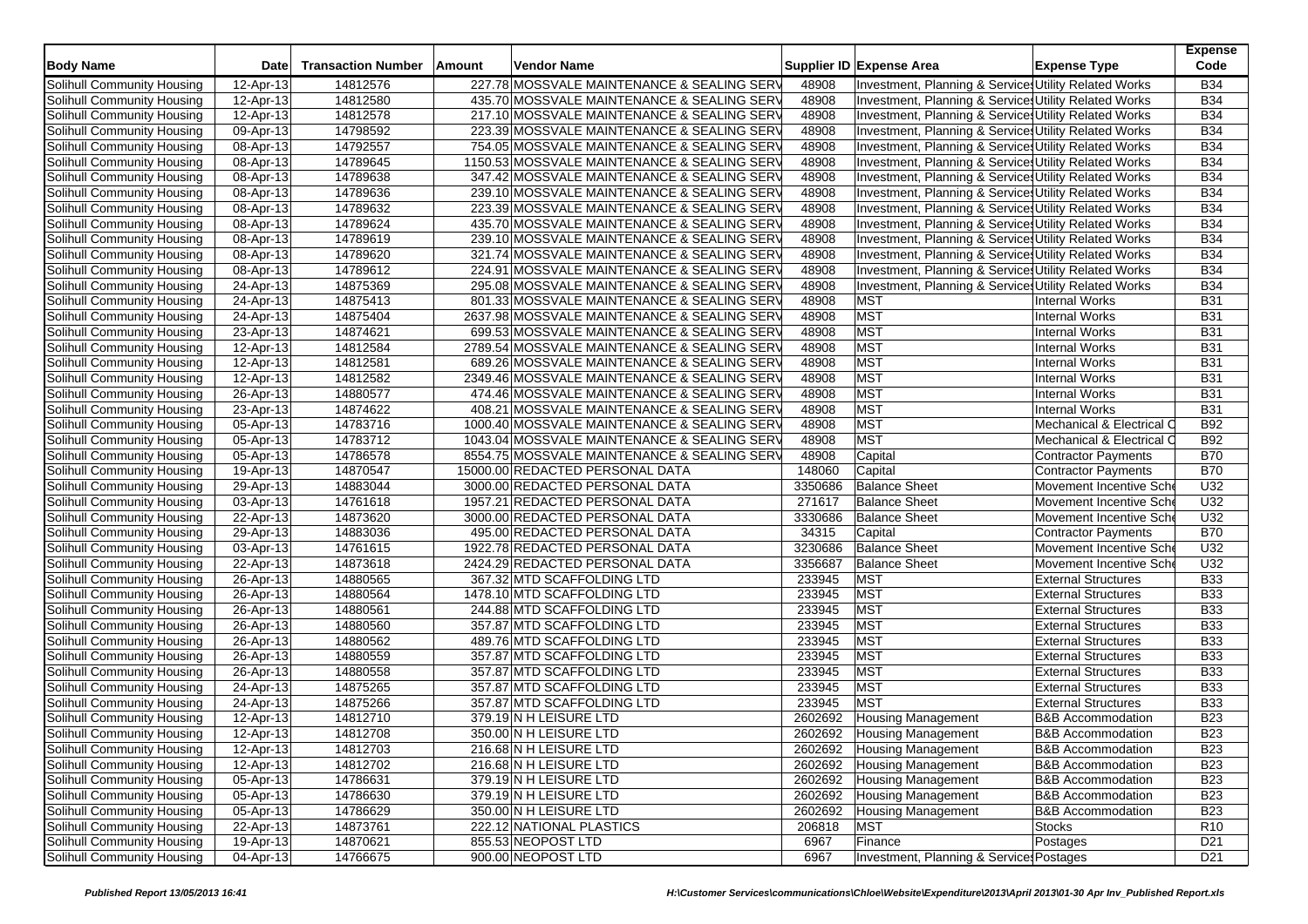| Body Name | Date | Transaction Number | Amount | Vendor Name | Supplier ID | Expense Area | Expense Type | Expense Code |
|---|---|---|---|---|---|---|---|---|
| Solihull Community Housing | 12-Apr-13 | 14812576 | 227.78 | MOSSVALE MAINTENANCE & SEALING SERV | 48908 | Investment, Planning & Services | Utility Related Works | B34 |
| Solihull Community Housing | 12-Apr-13 | 14812580 | 435.70 | MOSSVALE MAINTENANCE & SEALING SERV | 48908 | Investment, Planning & Services | Utility Related Works | B34 |
| Solihull Community Housing | 12-Apr-13 | 14812578 | 217.10 | MOSSVALE MAINTENANCE & SEALING SERV | 48908 | Investment, Planning & Services | Utility Related Works | B34 |
| Solihull Community Housing | 09-Apr-13 | 14798592 | 223.39 | MOSSVALE MAINTENANCE & SEALING SERV | 48908 | Investment, Planning & Services | Utility Related Works | B34 |
| Solihull Community Housing | 08-Apr-13 | 14792557 | 754.05 | MOSSVALE MAINTENANCE & SEALING SERV | 48908 | Investment, Planning & Services | Utility Related Works | B34 |
| Solihull Community Housing | 08-Apr-13 | 14789645 | 1150.53 | MOSSVALE MAINTENANCE & SEALING SERV | 48908 | Investment, Planning & Services | Utility Related Works | B34 |
| Solihull Community Housing | 08-Apr-13 | 14789638 | 347.42 | MOSSVALE MAINTENANCE & SEALING SERV | 48908 | Investment, Planning & Services | Utility Related Works | B34 |
| Solihull Community Housing | 08-Apr-13 | 14789636 | 239.10 | MOSSVALE MAINTENANCE & SEALING SERV | 48908 | Investment, Planning & Services | Utility Related Works | B34 |
| Solihull Community Housing | 08-Apr-13 | 14789632 | 223.39 | MOSSVALE MAINTENANCE & SEALING SERV | 48908 | Investment, Planning & Services | Utility Related Works | B34 |
| Solihull Community Housing | 08-Apr-13 | 14789624 | 435.70 | MOSSVALE MAINTENANCE & SEALING SERV | 48908 | Investment, Planning & Services | Utility Related Works | B34 |
| Solihull Community Housing | 08-Apr-13 | 14789619 | 239.10 | MOSSVALE MAINTENANCE & SEALING SERV | 48908 | Investment, Planning & Services | Utility Related Works | B34 |
| Solihull Community Housing | 08-Apr-13 | 14789620 | 321.74 | MOSSVALE MAINTENANCE & SEALING SERV | 48908 | Investment, Planning & Services | Utility Related Works | B34 |
| Solihull Community Housing | 08-Apr-13 | 14789612 | 224.91 | MOSSVALE MAINTENANCE & SEALING SERV | 48908 | Investment, Planning & Services | Utility Related Works | B34 |
| Solihull Community Housing | 24-Apr-13 | 14875369 | 295.08 | MOSSVALE MAINTENANCE & SEALING SERV | 48908 | Investment, Planning & Services | Utility Related Works | B34 |
| Solihull Community Housing | 24-Apr-13 | 14875413 | 801.33 | MOSSVALE MAINTENANCE & SEALING SERV | 48908 | MST | Internal Works | B31 |
| Solihull Community Housing | 24-Apr-13 | 14875404 | 2637.98 | MOSSVALE MAINTENANCE & SEALING SERV | 48908 | MST | Internal Works | B31 |
| Solihull Community Housing | 23-Apr-13 | 14874621 | 699.53 | MOSSVALE MAINTENANCE & SEALING SERV | 48908 | MST | Internal Works | B31 |
| Solihull Community Housing | 12-Apr-13 | 14812584 | 2789.54 | MOSSVALE MAINTENANCE & SEALING SERV | 48908 | MST | Internal Works | B31 |
| Solihull Community Housing | 12-Apr-13 | 14812581 | 689.26 | MOSSVALE MAINTENANCE & SEALING SERV | 48908 | MST | Internal Works | B31 |
| Solihull Community Housing | 12-Apr-13 | 14812582 | 2349.46 | MOSSVALE MAINTENANCE & SEALING SERV | 48908 | MST | Internal Works | B31 |
| Solihull Community Housing | 26-Apr-13 | 14880577 | 474.46 | MOSSVALE MAINTENANCE & SEALING SERV | 48908 | MST | Internal Works | B31 |
| Solihull Community Housing | 23-Apr-13 | 14874622 | 408.21 | MOSSVALE MAINTENANCE & SEALING SERV | 48908 | MST | Internal Works | B31 |
| Solihull Community Housing | 05-Apr-13 | 14783716 | 1000.40 | MOSSVALE MAINTENANCE & SEALING SERV | 48908 | MST | Mechanical & Electrical C | B92 |
| Solihull Community Housing | 05-Apr-13 | 14783712 | 1043.04 | MOSSVALE MAINTENANCE & SEALING SERV | 48908 | MST | Mechanical & Electrical C | B92 |
| Solihull Community Housing | 05-Apr-13 | 14786578 | 8554.75 | MOSSVALE MAINTENANCE & SEALING SERV | 48908 | Capital | Contractor Payments | B70 |
| Solihull Community Housing | 19-Apr-13 | 14870547 | 15000.00 | REDACTED PERSONAL DATA | 148060 | Capital | Contractor Payments | B70 |
| Solihull Community Housing | 29-Apr-13 | 14883044 | 3000.00 | REDACTED PERSONAL DATA | 3350686 | Balance Sheet | Movement Incentive Sche | U32 |
| Solihull Community Housing | 03-Apr-13 | 14761618 | 1957.21 | REDACTED PERSONAL DATA | 271617 | Balance Sheet | Movement Incentive Sche | U32 |
| Solihull Community Housing | 22-Apr-13 | 14873620 | 3000.00 | REDACTED PERSONAL DATA | 3330686 | Balance Sheet | Movement Incentive Sche | U32 |
| Solihull Community Housing | 29-Apr-13 | 14883036 | 495.00 | REDACTED PERSONAL DATA | 34315 | Capital | Contractor Payments | B70 |
| Solihull Community Housing | 03-Apr-13 | 14761615 | 1922.78 | REDACTED PERSONAL DATA | 3230686 | Balance Sheet | Movement Incentive Sche | U32 |
| Solihull Community Housing | 22-Apr-13 | 14873618 | 2424.29 | REDACTED PERSONAL DATA | 3356687 | Balance Sheet | Movement Incentive Sche | U32 |
| Solihull Community Housing | 26-Apr-13 | 14880565 | 367.32 | MTD SCAFFOLDING LTD | 233945 | MST | External Structures | B33 |
| Solihull Community Housing | 26-Apr-13 | 14880564 | 1478.10 | MTD SCAFFOLDING LTD | 233945 | MST | External Structures | B33 |
| Solihull Community Housing | 26-Apr-13 | 14880561 | 244.88 | MTD SCAFFOLDING LTD | 233945 | MST | External Structures | B33 |
| Solihull Community Housing | 26-Apr-13 | 14880560 | 357.87 | MTD SCAFFOLDING LTD | 233945 | MST | External Structures | B33 |
| Solihull Community Housing | 26-Apr-13 | 14880562 | 489.76 | MTD SCAFFOLDING LTD | 233945 | MST | External Structures | B33 |
| Solihull Community Housing | 26-Apr-13 | 14880559 | 357.87 | MTD SCAFFOLDING LTD | 233945 | MST | External Structures | B33 |
| Solihull Community Housing | 26-Apr-13 | 14880558 | 357.87 | MTD SCAFFOLDING LTD | 233945 | MST | External Structures | B33 |
| Solihull Community Housing | 24-Apr-13 | 14875265 | 357.87 | MTD SCAFFOLDING LTD | 233945 | MST | External Structures | B33 |
| Solihull Community Housing | 24-Apr-13 | 14875266 | 357.87 | MTD SCAFFOLDING LTD | 233945 | MST | External Structures | B33 |
| Solihull Community Housing | 12-Apr-13 | 14812710 | 379.19 | N H LEISURE LTD | 2602692 | Housing Management | B&B Accommodation | B23 |
| Solihull Community Housing | 12-Apr-13 | 14812708 | 350.00 | N H LEISURE LTD | 2602692 | Housing Management | B&B Accommodation | B23 |
| Solihull Community Housing | 12-Apr-13 | 14812703 | 216.68 | N H LEISURE LTD | 2602692 | Housing Management | B&B Accommodation | B23 |
| Solihull Community Housing | 12-Apr-13 | 14812702 | 216.68 | N H LEISURE LTD | 2602692 | Housing Management | B&B Accommodation | B23 |
| Solihull Community Housing | 05-Apr-13 | 14786631 | 379.19 | N H LEISURE LTD | 2602692 | Housing Management | B&B Accommodation | B23 |
| Solihull Community Housing | 05-Apr-13 | 14786630 | 379.19 | N H LEISURE LTD | 2602692 | Housing Management | B&B Accommodation | B23 |
| Solihull Community Housing | 05-Apr-13 | 14786629 | 350.00 | N H LEISURE LTD | 2602692 | Housing Management | B&B Accommodation | B23 |
| Solihull Community Housing | 22-Apr-13 | 14873761 | 222.12 | NATIONAL PLASTICS | 206818 | MST | Stocks | R10 |
| Solihull Community Housing | 19-Apr-13 | 14870621 | 855.53 | NEOPOST LTD | 6967 | Finance | Postages | D21 |
| Solihull Community Housing | 04-Apr-13 | 14766675 | 900.00 | NEOPOST LTD | 6967 | Investment, Planning & Services | Postages | D21 |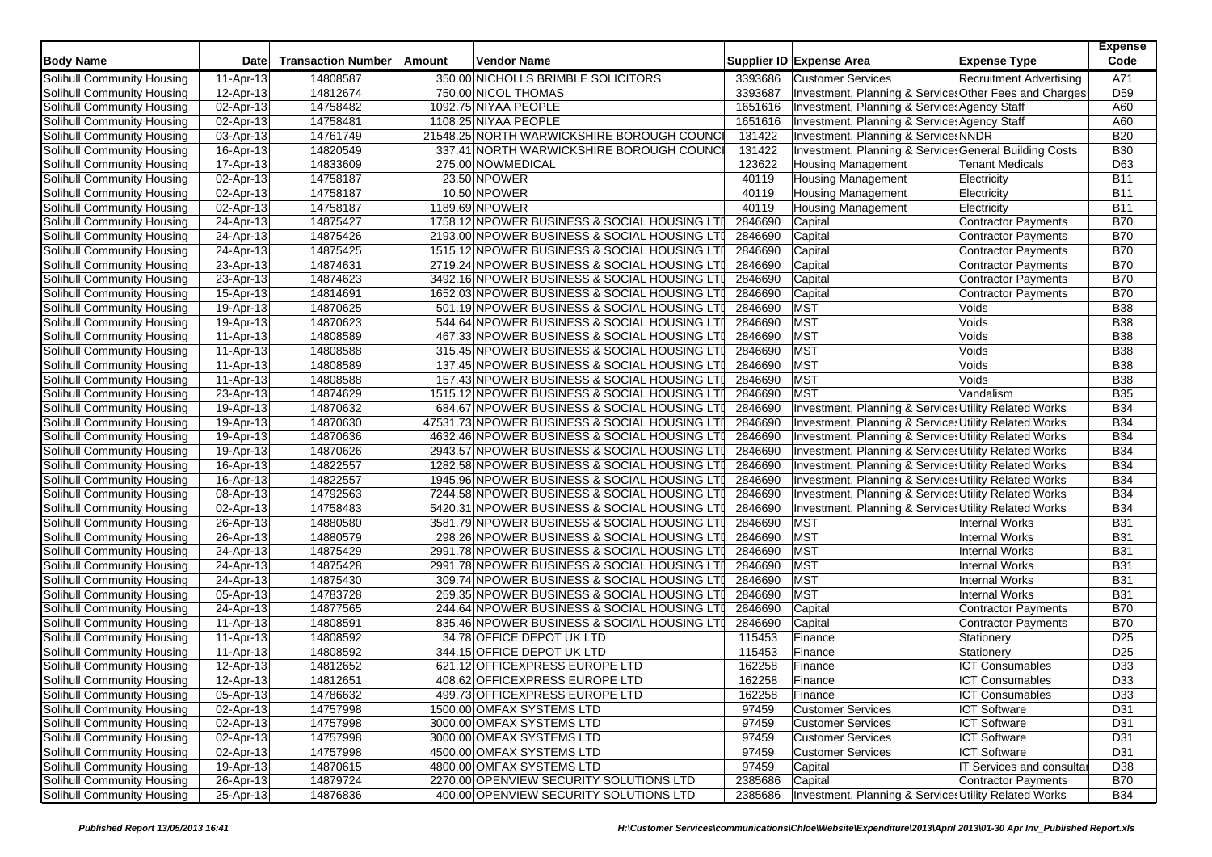| Body Name | Date | Transaction Number | Amount | Vendor Name | Supplier ID | Expense Area | Expense Type | Expense Code |
|---|---|---|---|---|---|---|---|---|
| Solihull Community Housing | 11-Apr-13 | 14808587 | 350.00 | NICHOLLS BRIMBLE SOLICITORS | 3393686 | Customer Services | Recruitment Advertising | A71 |
| Solihull Community Housing | 12-Apr-13 | 14812674 | 750.00 | NICOL THOMAS | 3393687 | Investment, Planning & Services | Other Fees and Charges | D59 |
| Solihull Community Housing | 02-Apr-13 | 14758482 | 1092.75 | NIYAA PEOPLE | 1651616 | Investment, Planning & Services | Agency Staff | A60 |
| Solihull Community Housing | 02-Apr-13 | 14758481 | 1108.25 | NIYAA PEOPLE | 1651616 | Investment, Planning & Services | Agency Staff | A60 |
| Solihull Community Housing | 03-Apr-13 | 14761749 | 21548.25 | NORTH WARWICKSHIRE BOROUGH COUNCI | 131422 | Investment, Planning & Services | NNDR | B20 |
| Solihull Community Housing | 16-Apr-13 | 14820549 | 337.41 | NORTH WARWICKSHIRE BOROUGH COUNCI | 131422 | Investment, Planning & Services | General Building Costs | B30 |
| Solihull Community Housing | 17-Apr-13 | 14833609 | 275.00 | NOWMEDICAL | 123622 | Housing Management | Tenant Medicals | D63 |
| Solihull Community Housing | 02-Apr-13 | 14758187 | 23.50 | NPOWER | 40119 | Housing Management | Electricity | B11 |
| Solihull Community Housing | 02-Apr-13 | 14758187 | 10.50 | NPOWER | 40119 | Housing Management | Electricity | B11 |
| Solihull Community Housing | 02-Apr-13 | 14758187 | 1189.69 | NPOWER | 40119 | Housing Management | Electricity | B11 |
| Solihull Community Housing | 24-Apr-13 | 14875427 | 1758.12 | NPOWER BUSINESS & SOCIAL HOUSING LTD | 2846690 | Capital | Contractor Payments | B70 |
| Solihull Community Housing | 24-Apr-13 | 14875426 | 2193.00 | NPOWER BUSINESS & SOCIAL HOUSING LTD | 2846690 | Capital | Contractor Payments | B70 |
| Solihull Community Housing | 24-Apr-13 | 14875425 | 1515.12 | NPOWER BUSINESS & SOCIAL HOUSING LTD | 2846690 | Capital | Contractor Payments | B70 |
| Solihull Community Housing | 23-Apr-13 | 14874631 | 2719.24 | NPOWER BUSINESS & SOCIAL HOUSING LTD | 2846690 | Capital | Contractor Payments | B70 |
| Solihull Community Housing | 23-Apr-13 | 14874623 | 3492.16 | NPOWER BUSINESS & SOCIAL HOUSING LTD | 2846690 | Capital | Contractor Payments | B70 |
| Solihull Community Housing | 15-Apr-13 | 14814691 | 1652.03 | NPOWER BUSINESS & SOCIAL HOUSING LTD | 2846690 | Capital | Contractor Payments | B70 |
| Solihull Community Housing | 19-Apr-13 | 14870625 | 501.19 | NPOWER BUSINESS & SOCIAL HOUSING LTD | 2846690 | MST | Voids | B38 |
| Solihull Community Housing | 19-Apr-13 | 14870623 | 544.64 | NPOWER BUSINESS & SOCIAL HOUSING LTD | 2846690 | MST | Voids | B38 |
| Solihull Community Housing | 11-Apr-13 | 14808589 | 467.33 | NPOWER BUSINESS & SOCIAL HOUSING LTD | 2846690 | MST | Voids | B38 |
| Solihull Community Housing | 11-Apr-13 | 14808588 | 315.45 | NPOWER BUSINESS & SOCIAL HOUSING LTD | 2846690 | MST | Voids | B38 |
| Solihull Community Housing | 11-Apr-13 | 14808589 | 137.45 | NPOWER BUSINESS & SOCIAL HOUSING LTD | 2846690 | MST | Voids | B38 |
| Solihull Community Housing | 11-Apr-13 | 14808588 | 157.43 | NPOWER BUSINESS & SOCIAL HOUSING LTD | 2846690 | MST | Voids | B38 |
| Solihull Community Housing | 23-Apr-13 | 14874629 | 1515.12 | NPOWER BUSINESS & SOCIAL HOUSING LTD | 2846690 | MST | Vandalism | B35 |
| Solihull Community Housing | 19-Apr-13 | 14870632 | 684.67 | NPOWER BUSINESS & SOCIAL HOUSING LTD | 2846690 | Investment, Planning & Services | Utility Related Works | B34 |
| Solihull Community Housing | 19-Apr-13 | 14870630 | 47531.73 | NPOWER BUSINESS & SOCIAL HOUSING LTD | 2846690 | Investment, Planning & Services | Utility Related Works | B34 |
| Solihull Community Housing | 19-Apr-13 | 14870636 | 4632.46 | NPOWER BUSINESS & SOCIAL HOUSING LTD | 2846690 | Investment, Planning & Services | Utility Related Works | B34 |
| Solihull Community Housing | 19-Apr-13 | 14870626 | 2943.57 | NPOWER BUSINESS & SOCIAL HOUSING LTD | 2846690 | Investment, Planning & Services | Utility Related Works | B34 |
| Solihull Community Housing | 16-Apr-13 | 14822557 | 1282.58 | NPOWER BUSINESS & SOCIAL HOUSING LTD | 2846690 | Investment, Planning & Services | Utility Related Works | B34 |
| Solihull Community Housing | 16-Apr-13 | 14822557 | 1945.96 | NPOWER BUSINESS & SOCIAL HOUSING LTD | 2846690 | Investment, Planning & Services | Utility Related Works | B34 |
| Solihull Community Housing | 08-Apr-13 | 14792563 | 7244.58 | NPOWER BUSINESS & SOCIAL HOUSING LTD | 2846690 | Investment, Planning & Services | Utility Related Works | B34 |
| Solihull Community Housing | 02-Apr-13 | 14758483 | 5420.31 | NPOWER BUSINESS & SOCIAL HOUSING LTD | 2846690 | Investment, Planning & Services | Utility Related Works | B34 |
| Solihull Community Housing | 26-Apr-13 | 14880580 | 3581.79 | NPOWER BUSINESS & SOCIAL HOUSING LTD | 2846690 | MST | Internal Works | B31 |
| Solihull Community Housing | 26-Apr-13 | 14880579 | 298.26 | NPOWER BUSINESS & SOCIAL HOUSING LTD | 2846690 | MST | Internal Works | B31 |
| Solihull Community Housing | 24-Apr-13 | 14875429 | 2991.78 | NPOWER BUSINESS & SOCIAL HOUSING LTD | 2846690 | MST | Internal Works | B31 |
| Solihull Community Housing | 24-Apr-13 | 14875428 | 2991.78 | NPOWER BUSINESS & SOCIAL HOUSING LTD | 2846690 | MST | Internal Works | B31 |
| Solihull Community Housing | 24-Apr-13 | 14875430 | 309.74 | NPOWER BUSINESS & SOCIAL HOUSING LTD | 2846690 | MST | Internal Works | B31 |
| Solihull Community Housing | 05-Apr-13 | 14783728 | 259.35 | NPOWER BUSINESS & SOCIAL HOUSING LTD | 2846690 | MST | Internal Works | B31 |
| Solihull Community Housing | 24-Apr-13 | 14877565 | 244.64 | NPOWER BUSINESS & SOCIAL HOUSING LTD | 2846690 | Capital | Contractor Payments | B70 |
| Solihull Community Housing | 11-Apr-13 | 14808591 | 835.46 | NPOWER BUSINESS & SOCIAL HOUSING LTD | 2846690 | Capital | Contractor Payments | B70 |
| Solihull Community Housing | 11-Apr-13 | 14808592 | 34.78 | OFFICE DEPOT UK LTD | 115453 | Finance | Stationery | D25 |
| Solihull Community Housing | 11-Apr-13 | 14808592 | 344.15 | OFFICE DEPOT UK LTD | 115453 | Finance | Stationery | D25 |
| Solihull Community Housing | 12-Apr-13 | 14812652 | 621.12 | OFFICEXPRESS EUROPE LTD | 162258 | Finance | ICT Consumables | D33 |
| Solihull Community Housing | 12-Apr-13 | 14812651 | 408.62 | OFFICEXPRESS EUROPE LTD | 162258 | Finance | ICT Consumables | D33 |
| Solihull Community Housing | 05-Apr-13 | 14786632 | 499.73 | OFFICEXPRESS EUROPE LTD | 162258 | Finance | ICT Consumables | D33 |
| Solihull Community Housing | 02-Apr-13 | 14757998 | 1500.00 | OMFAX SYSTEMS LTD | 97459 | Customer Services | ICT Software | D31 |
| Solihull Community Housing | 02-Apr-13 | 14757998 | 3000.00 | OMFAX SYSTEMS LTD | 97459 | Customer Services | ICT Software | D31 |
| Solihull Community Housing | 02-Apr-13 | 14757998 | 3000.00 | OMFAX SYSTEMS LTD | 97459 | Customer Services | ICT Software | D31 |
| Solihull Community Housing | 02-Apr-13 | 14757998 | 4500.00 | OMFAX SYSTEMS LTD | 97459 | Customer Services | ICT Software | D31 |
| Solihull Community Housing | 19-Apr-13 | 14870615 | 4800.00 | OMFAX SYSTEMS LTD | 97459 | Capital | IT Services and consultar | D38 |
| Solihull Community Housing | 26-Apr-13 | 14879724 | 2270.00 | OPENVIEW SECURITY SOLUTIONS LTD | 2385686 | Capital | Contractor Payments | B70 |
| Solihull Community Housing | 25-Apr-13 | 14876836 | 400.00 | OPENVIEW SECURITY SOLUTIONS LTD | 2385686 | Investment, Planning & Services | Utility Related Works | B34 |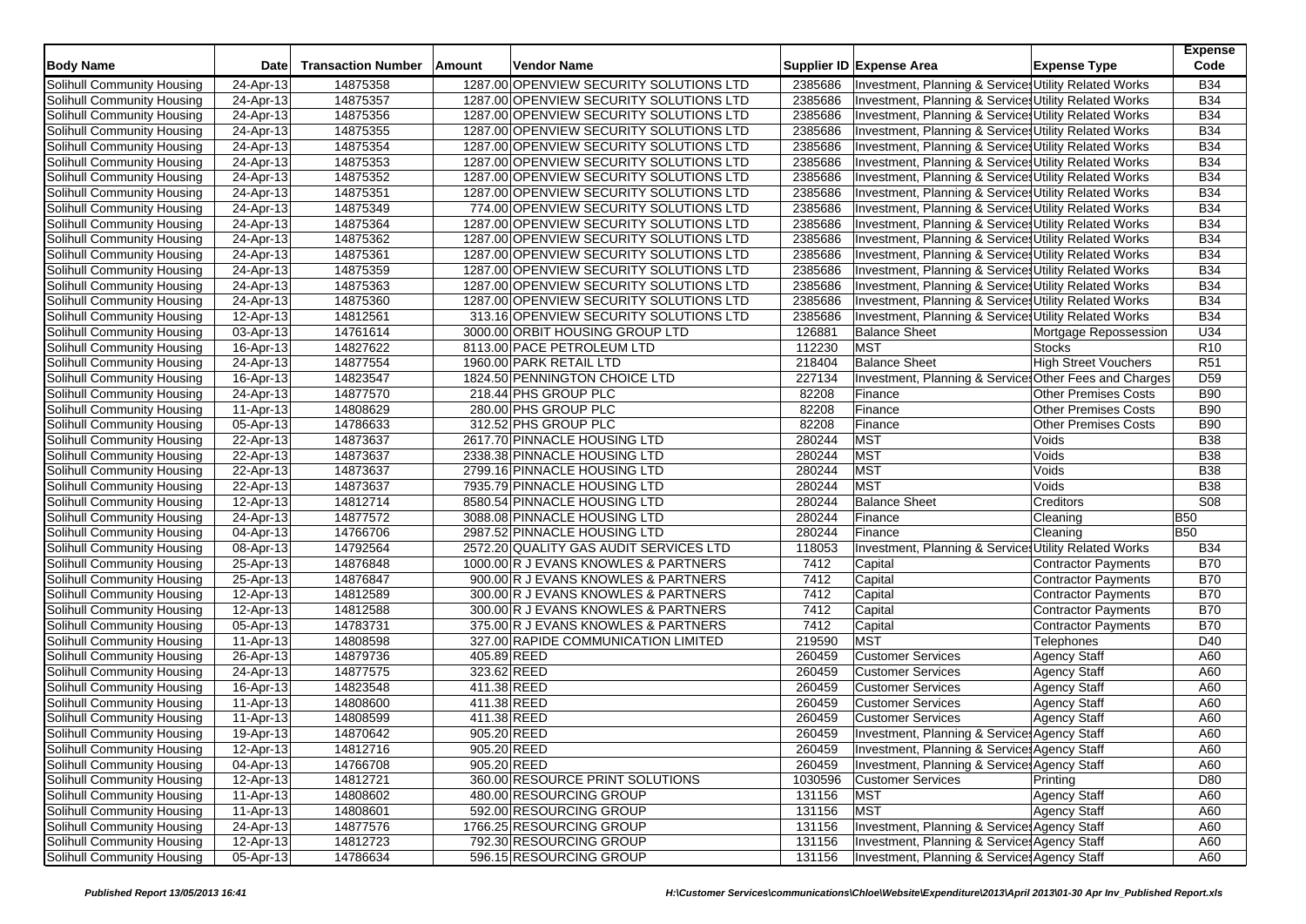| Body Name | Date | Transaction Number | Amount | Vendor Name | Supplier ID | Expense Area | Expense Type | Expense Code |
|---|---|---|---|---|---|---|---|---|
| Solihull Community Housing | 24-Apr-13 | 14875358 | 1287.00 | OPENVIEW SECURITY SOLUTIONS LTD | 2385686 | Investment, Planning & Services | Utility Related Works | B34 |
| Solihull Community Housing | 24-Apr-13 | 14875357 | 1287.00 | OPENVIEW SECURITY SOLUTIONS LTD | 2385686 | Investment, Planning & Services | Utility Related Works | B34 |
| Solihull Community Housing | 24-Apr-13 | 14875356 | 1287.00 | OPENVIEW SECURITY SOLUTIONS LTD | 2385686 | Investment, Planning & Services | Utility Related Works | B34 |
| Solihull Community Housing | 24-Apr-13 | 14875355 | 1287.00 | OPENVIEW SECURITY SOLUTIONS LTD | 2385686 | Investment, Planning & Services | Utility Related Works | B34 |
| Solihull Community Housing | 24-Apr-13 | 14875354 | 1287.00 | OPENVIEW SECURITY SOLUTIONS LTD | 2385686 | Investment, Planning & Services | Utility Related Works | B34 |
| Solihull Community Housing | 24-Apr-13 | 14875353 | 1287.00 | OPENVIEW SECURITY SOLUTIONS LTD | 2385686 | Investment, Planning & Services | Utility Related Works | B34 |
| Solihull Community Housing | 24-Apr-13 | 14875352 | 1287.00 | OPENVIEW SECURITY SOLUTIONS LTD | 2385686 | Investment, Planning & Services | Utility Related Works | B34 |
| Solihull Community Housing | 24-Apr-13 | 14875351 | 1287.00 | OPENVIEW SECURITY SOLUTIONS LTD | 2385686 | Investment, Planning & Services | Utility Related Works | B34 |
| Solihull Community Housing | 24-Apr-13 | 14875349 | 774.00 | OPENVIEW SECURITY SOLUTIONS LTD | 2385686 | Investment, Planning & Services | Utility Related Works | B34 |
| Solihull Community Housing | 24-Apr-13 | 14875364 | 1287.00 | OPENVIEW SECURITY SOLUTIONS LTD | 2385686 | Investment, Planning & Services | Utility Related Works | B34 |
| Solihull Community Housing | 24-Apr-13 | 14875362 | 1287.00 | OPENVIEW SECURITY SOLUTIONS LTD | 2385686 | Investment, Planning & Services | Utility Related Works | B34 |
| Solihull Community Housing | 24-Apr-13 | 14875361 | 1287.00 | OPENVIEW SECURITY SOLUTIONS LTD | 2385686 | Investment, Planning & Services | Utility Related Works | B34 |
| Solihull Community Housing | 24-Apr-13 | 14875359 | 1287.00 | OPENVIEW SECURITY SOLUTIONS LTD | 2385686 | Investment, Planning & Services | Utility Related Works | B34 |
| Solihull Community Housing | 24-Apr-13 | 14875363 | 1287.00 | OPENVIEW SECURITY SOLUTIONS LTD | 2385686 | Investment, Planning & Services | Utility Related Works | B34 |
| Solihull Community Housing | 24-Apr-13 | 14875360 | 1287.00 | OPENVIEW SECURITY SOLUTIONS LTD | 2385686 | Investment, Planning & Services | Utility Related Works | B34 |
| Solihull Community Housing | 12-Apr-13 | 14812561 | 313.16 | OPENVIEW SECURITY SOLUTIONS LTD | 2385686 | Investment, Planning & Services | Utility Related Works | B34 |
| Solihull Community Housing | 03-Apr-13 | 14761614 | 3000.00 | ORBIT HOUSING GROUP LTD | 126881 | Balance Sheet | Mortgage Repossession | U34 |
| Solihull Community Housing | 16-Apr-13 | 14827622 | 8113.00 | PACE PETROLEUM LTD | 112230 | MST | Stocks | R10 |
| Solihull Community Housing | 24-Apr-13 | 14877554 | 1960.00 | PARK RETAIL LTD | 218404 | Balance Sheet | High Street Vouchers | R51 |
| Solihull Community Housing | 16-Apr-13 | 14823547 | 1824.50 | PENNINGTON CHOICE LTD | 227134 | Investment, Planning & Services | Other Fees and Charges | D59 |
| Solihull Community Housing | 24-Apr-13 | 14877570 | 218.44 | PHS GROUP PLC | 82208 | Finance | Other Premises Costs | B90 |
| Solihull Community Housing | 11-Apr-13 | 14808629 | 280.00 | PHS GROUP PLC | 82208 | Finance | Other Premises Costs | B90 |
| Solihull Community Housing | 05-Apr-13 | 14786633 | 312.52 | PHS GROUP PLC | 82208 | Finance | Other Premises Costs | B90 |
| Solihull Community Housing | 22-Apr-13 | 14873637 | 2617.70 | PINNACLE HOUSING LTD | 280244 | MST | Voids | B38 |
| Solihull Community Housing | 22-Apr-13 | 14873637 | 2338.38 | PINNACLE HOUSING LTD | 280244 | MST | Voids | B38 |
| Solihull Community Housing | 22-Apr-13 | 14873637 | 2799.16 | PINNACLE HOUSING LTD | 280244 | MST | Voids | B38 |
| Solihull Community Housing | 22-Apr-13 | 14873637 | 7935.79 | PINNACLE HOUSING LTD | 280244 | MST | Voids | B38 |
| Solihull Community Housing | 12-Apr-13 | 14812714 | 8580.54 | PINNACLE HOUSING LTD | 280244 | Balance Sheet | Creditors | S08 |
| Solihull Community Housing | 24-Apr-13 | 14877572 | 3088.08 | PINNACLE HOUSING LTD | 280244 | Finance | Cleaning | B50 |
| Solihull Community Housing | 04-Apr-13 | 14766706 | 2987.52 | PINNACLE HOUSING LTD | 280244 | Finance | Cleaning | B50 |
| Solihull Community Housing | 08-Apr-13 | 14792564 | 2572.20 | QUALITY GAS AUDIT SERVICES LTD | 118053 | Investment, Planning & Services | Utility Related Works | B34 |
| Solihull Community Housing | 25-Apr-13 | 14876848 | 1000.00 | R J EVANS KNOWLES & PARTNERS | 7412 | Capital | Contractor Payments | B70 |
| Solihull Community Housing | 25-Apr-13 | 14876847 | 900.00 | R J EVANS KNOWLES & PARTNERS | 7412 | Capital | Contractor Payments | B70 |
| Solihull Community Housing | 12-Apr-13 | 14812589 | 300.00 | R J EVANS KNOWLES & PARTNERS | 7412 | Capital | Contractor Payments | B70 |
| Solihull Community Housing | 12-Apr-13 | 14812588 | 300.00 | R J EVANS KNOWLES & PARTNERS | 7412 | Capital | Contractor Payments | B70 |
| Solihull Community Housing | 05-Apr-13 | 14783731 | 375.00 | R J EVANS KNOWLES & PARTNERS | 7412 | Capital | Contractor Payments | B70 |
| Solihull Community Housing | 11-Apr-13 | 14808598 | 327.00 | RAPIDE COMMUNICATION LIMITED | 219590 | MST | Telephones | D40 |
| Solihull Community Housing | 26-Apr-13 | 14879736 | 405.89 | REED | 260459 | Customer Services | Agency Staff | A60 |
| Solihull Community Housing | 24-Apr-13 | 14877575 | 323.62 | REED | 260459 | Customer Services | Agency Staff | A60 |
| Solihull Community Housing | 16-Apr-13 | 14823548 | 411.38 | REED | 260459 | Customer Services | Agency Staff | A60 |
| Solihull Community Housing | 11-Apr-13 | 14808600 | 411.38 | REED | 260459 | Customer Services | Agency Staff | A60 |
| Solihull Community Housing | 11-Apr-13 | 14808599 | 411.38 | REED | 260459 | Customer Services | Agency Staff | A60 |
| Solihull Community Housing | 19-Apr-13 | 14870642 | 905.20 | REED | 260459 | Investment, Planning & Services | Agency Staff | A60 |
| Solihull Community Housing | 12-Apr-13 | 14812716 | 905.20 | REED | 260459 | Investment, Planning & Services | Agency Staff | A60 |
| Solihull Community Housing | 04-Apr-13 | 14766708 | 905.20 | REED | 260459 | Investment, Planning & Services | Agency Staff | A60 |
| Solihull Community Housing | 12-Apr-13 | 14812721 | 360.00 | RESOURCE PRINT SOLUTIONS | 1030596 | Customer Services | Printing | D80 |
| Solihull Community Housing | 11-Apr-13 | 14808602 | 480.00 | RESOURCING GROUP | 131156 | MST | Agency Staff | A60 |
| Solihull Community Housing | 11-Apr-13 | 14808601 | 592.00 | RESOURCING GROUP | 131156 | MST | Agency Staff | A60 |
| Solihull Community Housing | 24-Apr-13 | 14877576 | 1766.25 | RESOURCING GROUP | 131156 | Investment, Planning & Services | Agency Staff | A60 |
| Solihull Community Housing | 12-Apr-13 | 14812723 | 792.30 | RESOURCING GROUP | 131156 | Investment, Planning & Services | Agency Staff | A60 |
| Solihull Community Housing | 05-Apr-13 | 14786634 | 596.15 | RESOURCING GROUP | 131156 | Investment, Planning & Services | Agency Staff | A60 |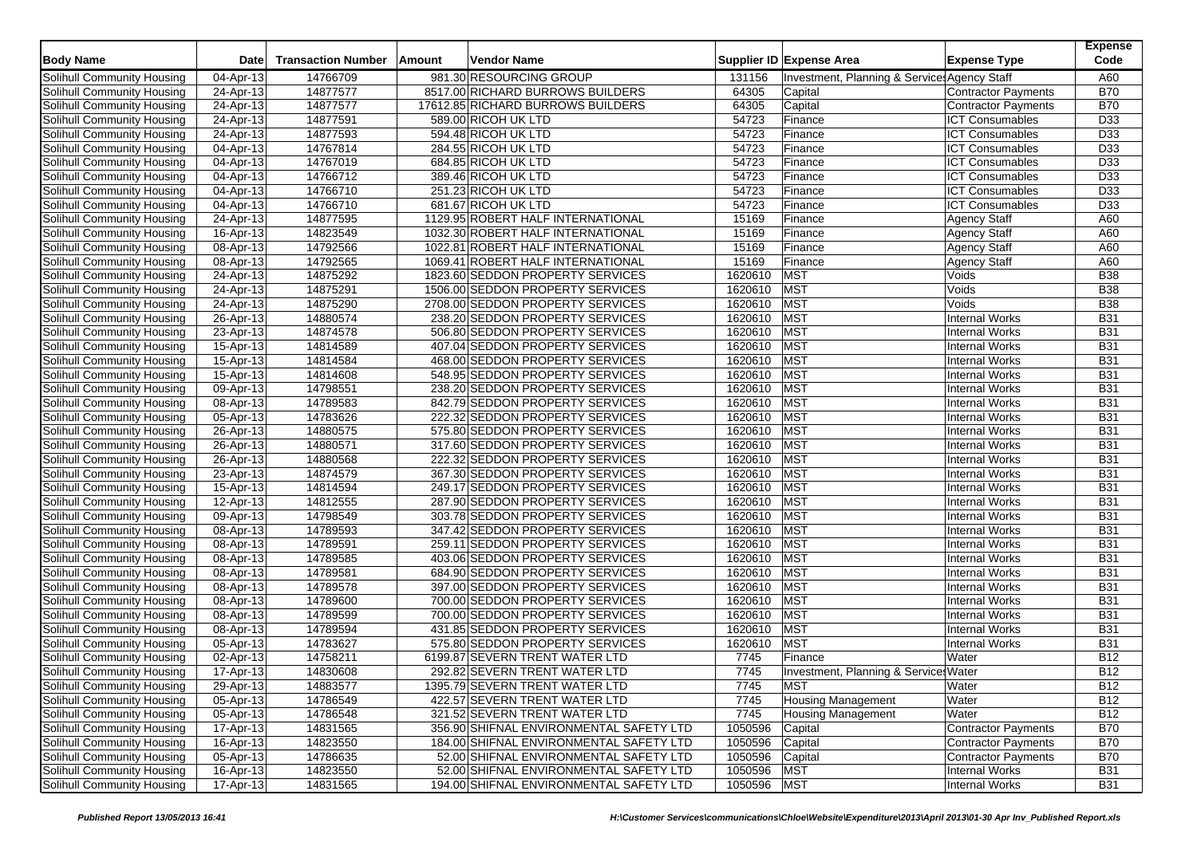| Body Name | Date | Transaction Number | Amount | Vendor Name | Supplier ID | Expense Area | Expense Type | Expense Code |
|---|---|---|---|---|---|---|---|---|
| Solihull Community Housing | 04-Apr-13 | 14766709 | 981.30 | RESOURCING GROUP | 131156 | Investment, Planning & Services | Agency Staff | A60 |
| Solihull Community Housing | 24-Apr-13 | 14877577 | 8517.00 | RICHARD BURROWS BUILDERS | 64305 | Capital | Contractor Payments | B70 |
| Solihull Community Housing | 24-Apr-13 | 14877577 | 17612.85 | RICHARD BURROWS BUILDERS | 64305 | Capital | Contractor Payments | B70 |
| Solihull Community Housing | 24-Apr-13 | 14877591 | 589.00 | RICOH UK LTD | 54723 | Finance | ICT Consumables | D33 |
| Solihull Community Housing | 24-Apr-13 | 14877593 | 594.48 | RICOH UK LTD | 54723 | Finance | ICT Consumables | D33 |
| Solihull Community Housing | 04-Apr-13 | 14767814 | 284.55 | RICOH UK LTD | 54723 | Finance | ICT Consumables | D33 |
| Solihull Community Housing | 04-Apr-13 | 14767019 | 684.85 | RICOH UK LTD | 54723 | Finance | ICT Consumables | D33 |
| Solihull Community Housing | 04-Apr-13 | 14766712 | 389.46 | RICOH UK LTD | 54723 | Finance | ICT Consumables | D33 |
| Solihull Community Housing | 04-Apr-13 | 14766710 | 251.23 | RICOH UK LTD | 54723 | Finance | ICT Consumables | D33 |
| Solihull Community Housing | 04-Apr-13 | 14766710 | 681.67 | RICOH UK LTD | 54723 | Finance | ICT Consumables | D33 |
| Solihull Community Housing | 24-Apr-13 | 14877595 | 1129.95 | ROBERT HALF INTERNATIONAL | 15169 | Finance | Agency Staff | A60 |
| Solihull Community Housing | 16-Apr-13 | 14823549 | 1032.30 | ROBERT HALF INTERNATIONAL | 15169 | Finance | Agency Staff | A60 |
| Solihull Community Housing | 08-Apr-13 | 14792566 | 1022.81 | ROBERT HALF INTERNATIONAL | 15169 | Finance | Agency Staff | A60 |
| Solihull Community Housing | 08-Apr-13 | 14792565 | 1069.41 | ROBERT HALF INTERNATIONAL | 15169 | Finance | Agency Staff | A60 |
| Solihull Community Housing | 24-Apr-13 | 14875292 | 1823.60 | SEDDON PROPERTY SERVICES | 1620610 | MST | Voids | B38 |
| Solihull Community Housing | 24-Apr-13 | 14875291 | 1506.00 | SEDDON PROPERTY SERVICES | 1620610 | MST | Voids | B38 |
| Solihull Community Housing | 24-Apr-13 | 14875290 | 2708.00 | SEDDON PROPERTY SERVICES | 1620610 | MST | Voids | B38 |
| Solihull Community Housing | 26-Apr-13 | 14880574 | 238.20 | SEDDON PROPERTY SERVICES | 1620610 | MST | Internal Works | B31 |
| Solihull Community Housing | 23-Apr-13 | 14874578 | 506.80 | SEDDON PROPERTY SERVICES | 1620610 | MST | Internal Works | B31 |
| Solihull Community Housing | 15-Apr-13 | 14814589 | 407.04 | SEDDON PROPERTY SERVICES | 1620610 | MST | Internal Works | B31 |
| Solihull Community Housing | 15-Apr-13 | 14814584 | 468.00 | SEDDON PROPERTY SERVICES | 1620610 | MST | Internal Works | B31 |
| Solihull Community Housing | 15-Apr-13 | 14814608 | 548.95 | SEDDON PROPERTY SERVICES | 1620610 | MST | Internal Works | B31 |
| Solihull Community Housing | 09-Apr-13 | 14798551 | 238.20 | SEDDON PROPERTY SERVICES | 1620610 | MST | Internal Works | B31 |
| Solihull Community Housing | 08-Apr-13 | 14789583 | 842.79 | SEDDON PROPERTY SERVICES | 1620610 | MST | Internal Works | B31 |
| Solihull Community Housing | 05-Apr-13 | 14783626 | 222.32 | SEDDON PROPERTY SERVICES | 1620610 | MST | Internal Works | B31 |
| Solihull Community Housing | 26-Apr-13 | 14880575 | 575.80 | SEDDON PROPERTY SERVICES | 1620610 | MST | Internal Works | B31 |
| Solihull Community Housing | 26-Apr-13 | 14880571 | 317.60 | SEDDON PROPERTY SERVICES | 1620610 | MST | Internal Works | B31 |
| Solihull Community Housing | 26-Apr-13 | 14880568 | 222.32 | SEDDON PROPERTY SERVICES | 1620610 | MST | Internal Works | B31 |
| Solihull Community Housing | 23-Apr-13 | 14874579 | 367.30 | SEDDON PROPERTY SERVICES | 1620610 | MST | Internal Works | B31 |
| Solihull Community Housing | 15-Apr-13 | 14814594 | 249.17 | SEDDON PROPERTY SERVICES | 1620610 | MST | Internal Works | B31 |
| Solihull Community Housing | 12-Apr-13 | 14812555 | 287.90 | SEDDON PROPERTY SERVICES | 1620610 | MST | Internal Works | B31 |
| Solihull Community Housing | 09-Apr-13 | 14798549 | 303.78 | SEDDON PROPERTY SERVICES | 1620610 | MST | Internal Works | B31 |
| Solihull Community Housing | 08-Apr-13 | 14789593 | 347.42 | SEDDON PROPERTY SERVICES | 1620610 | MST | Internal Works | B31 |
| Solihull Community Housing | 08-Apr-13 | 14789591 | 259.11 | SEDDON PROPERTY SERVICES | 1620610 | MST | Internal Works | B31 |
| Solihull Community Housing | 08-Apr-13 | 14789585 | 403.06 | SEDDON PROPERTY SERVICES | 1620610 | MST | Internal Works | B31 |
| Solihull Community Housing | 08-Apr-13 | 14789581 | 684.90 | SEDDON PROPERTY SERVICES | 1620610 | MST | Internal Works | B31 |
| Solihull Community Housing | 08-Apr-13 | 14789578 | 397.00 | SEDDON PROPERTY SERVICES | 1620610 | MST | Internal Works | B31 |
| Solihull Community Housing | 08-Apr-13 | 14789600 | 700.00 | SEDDON PROPERTY SERVICES | 1620610 | MST | Internal Works | B31 |
| Solihull Community Housing | 08-Apr-13 | 14789599 | 700.00 | SEDDON PROPERTY SERVICES | 1620610 | MST | Internal Works | B31 |
| Solihull Community Housing | 08-Apr-13 | 14789594 | 431.85 | SEDDON PROPERTY SERVICES | 1620610 | MST | Internal Works | B31 |
| Solihull Community Housing | 05-Apr-13 | 14783627 | 575.80 | SEDDON PROPERTY SERVICES | 1620610 | MST | Internal Works | B31 |
| Solihull Community Housing | 02-Apr-13 | 14758211 | 6199.87 | SEVERN TRENT WATER LTD | 7745 | Finance | Water | B12 |
| Solihull Community Housing | 17-Apr-13 | 14830608 | 292.82 | SEVERN TRENT WATER LTD | 7745 | Investment, Planning & Services | Water | B12 |
| Solihull Community Housing | 29-Apr-13 | 14883577 | 1395.79 | SEVERN TRENT WATER LTD | 7745 | MST | Water | B12 |
| Solihull Community Housing | 05-Apr-13 | 14786549 | 422.57 | SEVERN TRENT WATER LTD | 7745 | Housing Management | Water | B12 |
| Solihull Community Housing | 05-Apr-13 | 14786548 | 321.52 | SEVERN TRENT WATER LTD | 7745 | Housing Management | Water | B12 |
| Solihull Community Housing | 17-Apr-13 | 14831565 | 356.90 | SHIFNAL ENVIRONMENTAL SAFETY LTD | 1050596 | Capital | Contractor Payments | B70 |
| Solihull Community Housing | 16-Apr-13 | 14823550 | 184.00 | SHIFNAL ENVIRONMENTAL SAFETY LTD | 1050596 | Capital | Contractor Payments | B70 |
| Solihull Community Housing | 05-Apr-13 | 14786635 | 52.00 | SHIFNAL ENVIRONMENTAL SAFETY LTD | 1050596 | Capital | Contractor Payments | B70 |
| Solihull Community Housing | 16-Apr-13 | 14823550 | 52.00 | SHIFNAL ENVIRONMENTAL SAFETY LTD | 1050596 | MST | Internal Works | B31 |
| Solihull Community Housing | 17-Apr-13 | 14831565 | 194.00 | SHIFNAL ENVIRONMENTAL SAFETY LTD | 1050596 | MST | Internal Works | B31 |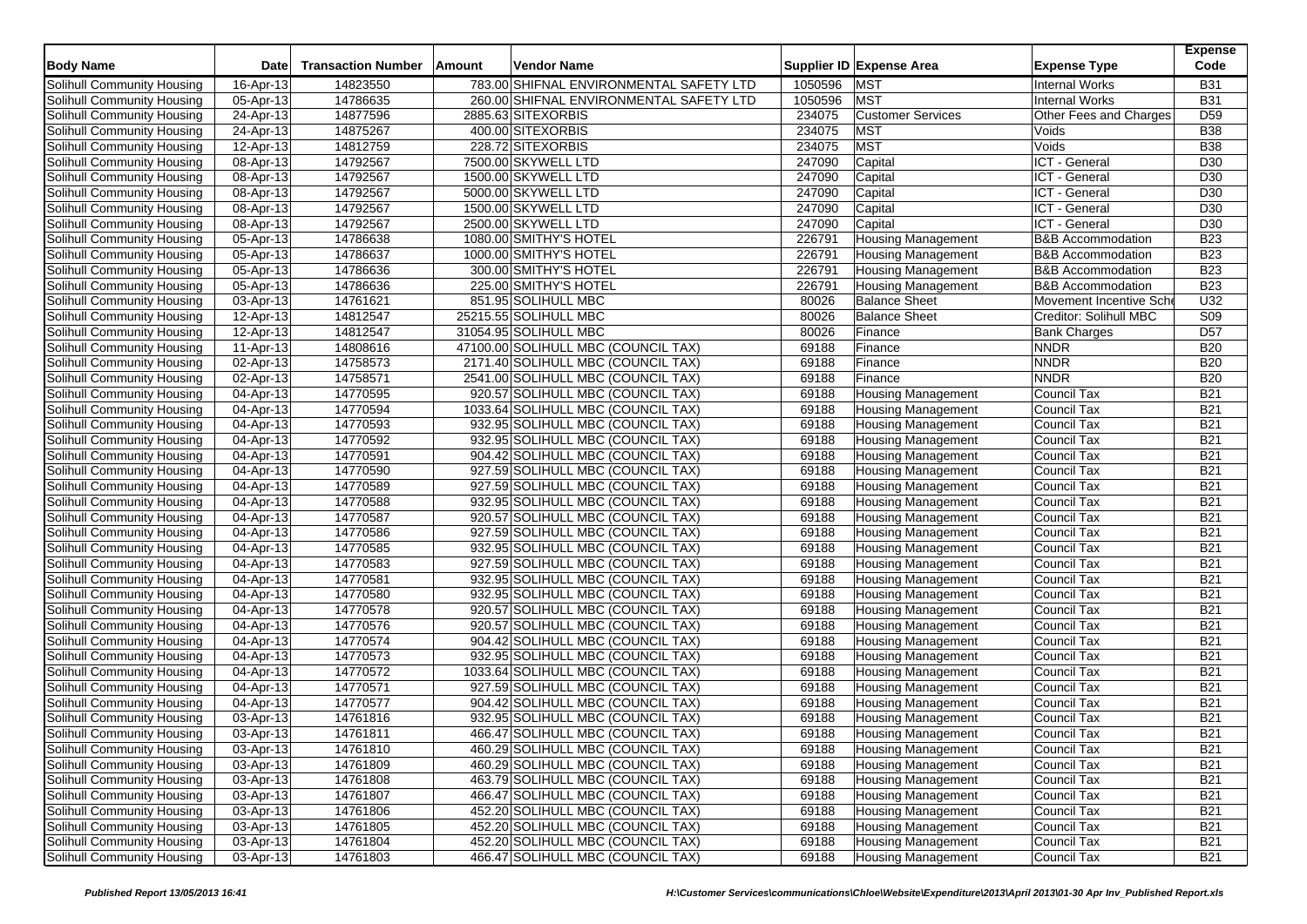| Body Name | Date | Transaction Number | Amount | Vendor Name | Supplier ID | Expense Area | Expense Type | Expense Code |
|---|---|---|---|---|---|---|---|---|
| Solihull Community Housing | 16-Apr-13 | 14823550 | 783.00 | SHIFNAL ENVIRONMENTAL SAFETY LTD | 1050596 | MST | Internal Works | B31 |
| Solihull Community Housing | 05-Apr-13 | 14786635 | 260.00 | SHIFNAL ENVIRONMENTAL SAFETY LTD | 1050596 | MST | Internal Works | B31 |
| Solihull Community Housing | 24-Apr-13 | 14877596 | 2885.63 | SITEXORBIS | 234075 | Customer Services | Other Fees and Charges | D59 |
| Solihull Community Housing | 24-Apr-13 | 14875267 | 400.00 | SITEXORBIS | 234075 | MST | Voids | B38 |
| Solihull Community Housing | 12-Apr-13 | 14812759 | 228.72 | SITEXORBIS | 234075 | MST | Voids | B38 |
| Solihull Community Housing | 08-Apr-13 | 14792567 | 7500.00 | SKYWELL LTD | 247090 | Capital | ICT - General | D30 |
| Solihull Community Housing | 08-Apr-13 | 14792567 | 1500.00 | SKYWELL LTD | 247090 | Capital | ICT - General | D30 |
| Solihull Community Housing | 08-Apr-13 | 14792567 | 5000.00 | SKYWELL LTD | 247090 | Capital | ICT - General | D30 |
| Solihull Community Housing | 08-Apr-13 | 14792567 | 1500.00 | SKYWELL LTD | 247090 | Capital | ICT - General | D30 |
| Solihull Community Housing | 08-Apr-13 | 14792567 | 2500.00 | SKYWELL LTD | 247090 | Capital | ICT - General | D30 |
| Solihull Community Housing | 05-Apr-13 | 14786638 | 1080.00 | SMITHY'S HOTEL | 226791 | Housing Management | B&B Accommodation | B23 |
| Solihull Community Housing | 05-Apr-13 | 14786637 | 1000.00 | SMITHY'S HOTEL | 226791 | Housing Management | B&B Accommodation | B23 |
| Solihull Community Housing | 05-Apr-13 | 14786636 | 300.00 | SMITHY'S HOTEL | 226791 | Housing Management | B&B Accommodation | B23 |
| Solihull Community Housing | 05-Apr-13 | 14786636 | 225.00 | SMITHY'S HOTEL | 226791 | Housing Management | B&B Accommodation | B23 |
| Solihull Community Housing | 03-Apr-13 | 14761621 | 851.95 | SOLIHULL MBC | 80026 | Balance Sheet | Movement Incentive Sche | U32 |
| Solihull Community Housing | 12-Apr-13 | 14812547 | 25215.55 | SOLIHULL MBC | 80026 | Balance Sheet | Creditor: Solihull MBC | S09 |
| Solihull Community Housing | 12-Apr-13 | 14812547 | 31054.95 | SOLIHULL MBC | 80026 | Finance | Bank Charges | D57 |
| Solihull Community Housing | 11-Apr-13 | 14808616 | 47100.00 | SOLIHULL MBC (COUNCIL TAX) | 69188 | Finance | NNDR | B20 |
| Solihull Community Housing | 02-Apr-13 | 14758573 | 2171.40 | SOLIHULL MBC (COUNCIL TAX) | 69188 | Finance | NNDR | B20 |
| Solihull Community Housing | 02-Apr-13 | 14758571 | 2541.00 | SOLIHULL MBC (COUNCIL TAX) | 69188 | Finance | NNDR | B20 |
| Solihull Community Housing | 04-Apr-13 | 14770595 | 920.57 | SOLIHULL MBC (COUNCIL TAX) | 69188 | Housing Management | Council Tax | B21 |
| Solihull Community Housing | 04-Apr-13 | 14770594 | 1033.64 | SOLIHULL MBC (COUNCIL TAX) | 69188 | Housing Management | Council Tax | B21 |
| Solihull Community Housing | 04-Apr-13 | 14770593 | 932.95 | SOLIHULL MBC (COUNCIL TAX) | 69188 | Housing Management | Council Tax | B21 |
| Solihull Community Housing | 04-Apr-13 | 14770592 | 932.95 | SOLIHULL MBC (COUNCIL TAX) | 69188 | Housing Management | Council Tax | B21 |
| Solihull Community Housing | 04-Apr-13 | 14770591 | 904.42 | SOLIHULL MBC (COUNCIL TAX) | 69188 | Housing Management | Council Tax | B21 |
| Solihull Community Housing | 04-Apr-13 | 14770590 | 927.59 | SOLIHULL MBC (COUNCIL TAX) | 69188 | Housing Management | Council Tax | B21 |
| Solihull Community Housing | 04-Apr-13 | 14770589 | 927.59 | SOLIHULL MBC (COUNCIL TAX) | 69188 | Housing Management | Council Tax | B21 |
| Solihull Community Housing | 04-Apr-13 | 14770588 | 932.95 | SOLIHULL MBC (COUNCIL TAX) | 69188 | Housing Management | Council Tax | B21 |
| Solihull Community Housing | 04-Apr-13 | 14770587 | 920.57 | SOLIHULL MBC (COUNCIL TAX) | 69188 | Housing Management | Council Tax | B21 |
| Solihull Community Housing | 04-Apr-13 | 14770586 | 927.59 | SOLIHULL MBC (COUNCIL TAX) | 69188 | Housing Management | Council Tax | B21 |
| Solihull Community Housing | 04-Apr-13 | 14770585 | 932.95 | SOLIHULL MBC (COUNCIL TAX) | 69188 | Housing Management | Council Tax | B21 |
| Solihull Community Housing | 04-Apr-13 | 14770583 | 927.59 | SOLIHULL MBC (COUNCIL TAX) | 69188 | Housing Management | Council Tax | B21 |
| Solihull Community Housing | 04-Apr-13 | 14770581 | 932.95 | SOLIHULL MBC (COUNCIL TAX) | 69188 | Housing Management | Council Tax | B21 |
| Solihull Community Housing | 04-Apr-13 | 14770580 | 932.95 | SOLIHULL MBC (COUNCIL TAX) | 69188 | Housing Management | Council Tax | B21 |
| Solihull Community Housing | 04-Apr-13 | 14770578 | 920.57 | SOLIHULL MBC (COUNCIL TAX) | 69188 | Housing Management | Council Tax | B21 |
| Solihull Community Housing | 04-Apr-13 | 14770576 | 920.57 | SOLIHULL MBC (COUNCIL TAX) | 69188 | Housing Management | Council Tax | B21 |
| Solihull Community Housing | 04-Apr-13 | 14770574 | 904.42 | SOLIHULL MBC (COUNCIL TAX) | 69188 | Housing Management | Council Tax | B21 |
| Solihull Community Housing | 04-Apr-13 | 14770573 | 932.95 | SOLIHULL MBC (COUNCIL TAX) | 69188 | Housing Management | Council Tax | B21 |
| Solihull Community Housing | 04-Apr-13 | 14770572 | 1033.64 | SOLIHULL MBC (COUNCIL TAX) | 69188 | Housing Management | Council Tax | B21 |
| Solihull Community Housing | 04-Apr-13 | 14770571 | 927.59 | SOLIHULL MBC (COUNCIL TAX) | 69188 | Housing Management | Council Tax | B21 |
| Solihull Community Housing | 04-Apr-13 | 14770577 | 904.42 | SOLIHULL MBC (COUNCIL TAX) | 69188 | Housing Management | Council Tax | B21 |
| Solihull Community Housing | 03-Apr-13 | 14761816 | 932.95 | SOLIHULL MBC (COUNCIL TAX) | 69188 | Housing Management | Council Tax | B21 |
| Solihull Community Housing | 03-Apr-13 | 14761811 | 466.47 | SOLIHULL MBC (COUNCIL TAX) | 69188 | Housing Management | Council Tax | B21 |
| Solihull Community Housing | 03-Apr-13 | 14761810 | 460.29 | SOLIHULL MBC (COUNCIL TAX) | 69188 | Housing Management | Council Tax | B21 |
| Solihull Community Housing | 03-Apr-13 | 14761809 | 460.29 | SOLIHULL MBC (COUNCIL TAX) | 69188 | Housing Management | Council Tax | B21 |
| Solihull Community Housing | 03-Apr-13 | 14761808 | 463.79 | SOLIHULL MBC (COUNCIL TAX) | 69188 | Housing Management | Council Tax | B21 |
| Solihull Community Housing | 03-Apr-13 | 14761807 | 466.47 | SOLIHULL MBC (COUNCIL TAX) | 69188 | Housing Management | Council Tax | B21 |
| Solihull Community Housing | 03-Apr-13 | 14761806 | 452.20 | SOLIHULL MBC (COUNCIL TAX) | 69188 | Housing Management | Council Tax | B21 |
| Solihull Community Housing | 03-Apr-13 | 14761805 | 452.20 | SOLIHULL MBC (COUNCIL TAX) | 69188 | Housing Management | Council Tax | B21 |
| Solihull Community Housing | 03-Apr-13 | 14761804 | 452.20 | SOLIHULL MBC (COUNCIL TAX) | 69188 | Housing Management | Council Tax | B21 |
| Solihull Community Housing | 03-Apr-13 | 14761803 | 466.47 | SOLIHULL MBC (COUNCIL TAX) | 69188 | Housing Management | Council Tax | B21 |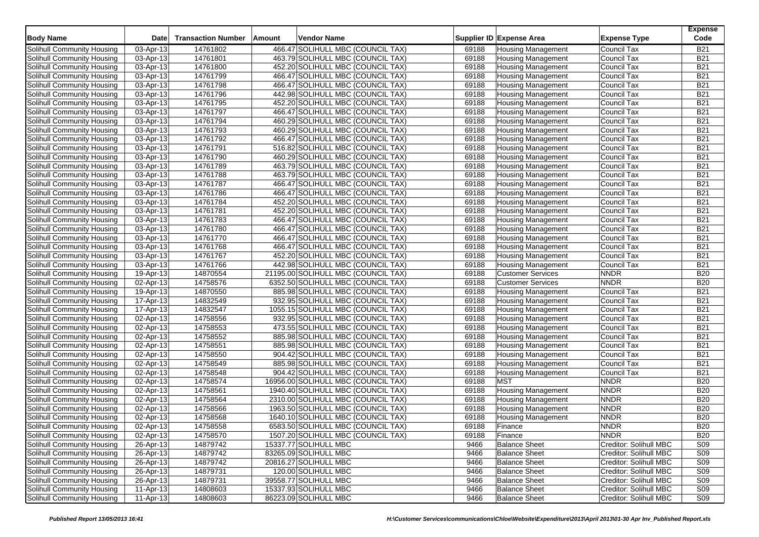| Body Name | Date | Transaction Number | Amount | Vendor Name | Supplier ID | Expense Area | Expense Type | Expense Code |
|---|---|---|---|---|---|---|---|---|
| Solihull Community Housing | 03-Apr-13 | 14761802 | 466.47 | SOLIHULL MBC (COUNCIL TAX) | 69188 | Housing Management | Council Tax | B21 |
| Solihull Community Housing | 03-Apr-13 | 14761801 | 463.79 | SOLIHULL MBC (COUNCIL TAX) | 69188 | Housing Management | Council Tax | B21 |
| Solihull Community Housing | 03-Apr-13 | 14761800 | 452.20 | SOLIHULL MBC (COUNCIL TAX) | 69188 | Housing Management | Council Tax | B21 |
| Solihull Community Housing | 03-Apr-13 | 14761799 | 466.47 | SOLIHULL MBC (COUNCIL TAX) | 69188 | Housing Management | Council Tax | B21 |
| Solihull Community Housing | 03-Apr-13 | 14761798 | 466.47 | SOLIHULL MBC (COUNCIL TAX) | 69188 | Housing Management | Council Tax | B21 |
| Solihull Community Housing | 03-Apr-13 | 14761796 | 442.98 | SOLIHULL MBC (COUNCIL TAX) | 69188 | Housing Management | Council Tax | B21 |
| Solihull Community Housing | 03-Apr-13 | 14761795 | 452.20 | SOLIHULL MBC (COUNCIL TAX) | 69188 | Housing Management | Council Tax | B21 |
| Solihull Community Housing | 03-Apr-13 | 14761797 | 466.47 | SOLIHULL MBC (COUNCIL TAX) | 69188 | Housing Management | Council Tax | B21 |
| Solihull Community Housing | 03-Apr-13 | 14761794 | 460.29 | SOLIHULL MBC (COUNCIL TAX) | 69188 | Housing Management | Council Tax | B21 |
| Solihull Community Housing | 03-Apr-13 | 14761793 | 460.29 | SOLIHULL MBC (COUNCIL TAX) | 69188 | Housing Management | Council Tax | B21 |
| Solihull Community Housing | 03-Apr-13 | 14761792 | 466.47 | SOLIHULL MBC (COUNCIL TAX) | 69188 | Housing Management | Council Tax | B21 |
| Solihull Community Housing | 03-Apr-13 | 14761791 | 516.82 | SOLIHULL MBC (COUNCIL TAX) | 69188 | Housing Management | Council Tax | B21 |
| Solihull Community Housing | 03-Apr-13 | 14761790 | 460.29 | SOLIHULL MBC (COUNCIL TAX) | 69188 | Housing Management | Council Tax | B21 |
| Solihull Community Housing | 03-Apr-13 | 14761789 | 463.79 | SOLIHULL MBC (COUNCIL TAX) | 69188 | Housing Management | Council Tax | B21 |
| Solihull Community Housing | 03-Apr-13 | 14761788 | 463.79 | SOLIHULL MBC (COUNCIL TAX) | 69188 | Housing Management | Council Tax | B21 |
| Solihull Community Housing | 03-Apr-13 | 14761787 | 466.47 | SOLIHULL MBC (COUNCIL TAX) | 69188 | Housing Management | Council Tax | B21 |
| Solihull Community Housing | 03-Apr-13 | 14761786 | 466.47 | SOLIHULL MBC (COUNCIL TAX) | 69188 | Housing Management | Council Tax | B21 |
| Solihull Community Housing | 03-Apr-13 | 14761784 | 452.20 | SOLIHULL MBC (COUNCIL TAX) | 69188 | Housing Management | Council Tax | B21 |
| Solihull Community Housing | 03-Apr-13 | 14761781 | 452.20 | SOLIHULL MBC (COUNCIL TAX) | 69188 | Housing Management | Council Tax | B21 |
| Solihull Community Housing | 03-Apr-13 | 14761783 | 466.47 | SOLIHULL MBC (COUNCIL TAX) | 69188 | Housing Management | Council Tax | B21 |
| Solihull Community Housing | 03-Apr-13 | 14761780 | 466.47 | SOLIHULL MBC (COUNCIL TAX) | 69188 | Housing Management | Council Tax | B21 |
| Solihull Community Housing | 03-Apr-13 | 14761770 | 466.47 | SOLIHULL MBC (COUNCIL TAX) | 69188 | Housing Management | Council Tax | B21 |
| Solihull Community Housing | 03-Apr-13 | 14761768 | 466.47 | SOLIHULL MBC (COUNCIL TAX) | 69188 | Housing Management | Council Tax | B21 |
| Solihull Community Housing | 03-Apr-13 | 14761767 | 452.20 | SOLIHULL MBC (COUNCIL TAX) | 69188 | Housing Management | Council Tax | B21 |
| Solihull Community Housing | 03-Apr-13 | 14761766 | 442.98 | SOLIHULL MBC (COUNCIL TAX) | 69188 | Housing Management | Council Tax | B21 |
| Solihull Community Housing | 19-Apr-13 | 14870554 | 21195.00 | SOLIHULL MBC (COUNCIL TAX) | 69188 | Customer Services | NNDR | B20 |
| Solihull Community Housing | 02-Apr-13 | 14758576 | 6352.50 | SOLIHULL MBC (COUNCIL TAX) | 69188 | Customer Services | NNDR | B20 |
| Solihull Community Housing | 19-Apr-13 | 14870550 | 885.98 | SOLIHULL MBC (COUNCIL TAX) | 69188 | Housing Management | Council Tax | B21 |
| Solihull Community Housing | 17-Apr-13 | 14832549 | 932.95 | SOLIHULL MBC (COUNCIL TAX) | 69188 | Housing Management | Council Tax | B21 |
| Solihull Community Housing | 17-Apr-13 | 14832547 | 1055.15 | SOLIHULL MBC (COUNCIL TAX) | 69188 | Housing Management | Council Tax | B21 |
| Solihull Community Housing | 02-Apr-13 | 14758556 | 932.95 | SOLIHULL MBC (COUNCIL TAX) | 69188 | Housing Management | Council Tax | B21 |
| Solihull Community Housing | 02-Apr-13 | 14758553 | 473.55 | SOLIHULL MBC (COUNCIL TAX) | 69188 | Housing Management | Council Tax | B21 |
| Solihull Community Housing | 02-Apr-13 | 14758552 | 885.98 | SOLIHULL MBC (COUNCIL TAX) | 69188 | Housing Management | Council Tax | B21 |
| Solihull Community Housing | 02-Apr-13 | 14758551 | 885.98 | SOLIHULL MBC (COUNCIL TAX) | 69188 | Housing Management | Council Tax | B21 |
| Solihull Community Housing | 02-Apr-13 | 14758550 | 904.42 | SOLIHULL MBC (COUNCIL TAX) | 69188 | Housing Management | Council Tax | B21 |
| Solihull Community Housing | 02-Apr-13 | 14758549 | 885.98 | SOLIHULL MBC (COUNCIL TAX) | 69188 | Housing Management | Council Tax | B21 |
| Solihull Community Housing | 02-Apr-13 | 14758548 | 904.42 | SOLIHULL MBC (COUNCIL TAX) | 69188 | Housing Management | Council Tax | B21 |
| Solihull Community Housing | 02-Apr-13 | 14758574 | 16956.00 | SOLIHULL MBC (COUNCIL TAX) | 69188 | MST | NNDR | B20 |
| Solihull Community Housing | 02-Apr-13 | 14758561 | 1940.40 | SOLIHULL MBC (COUNCIL TAX) | 69188 | Housing Management | NNDR | B20 |
| Solihull Community Housing | 02-Apr-13 | 14758564 | 2310.00 | SOLIHULL MBC (COUNCIL TAX) | 69188 | Housing Management | NNDR | B20 |
| Solihull Community Housing | 02-Apr-13 | 14758566 | 1963.50 | SOLIHULL MBC (COUNCIL TAX) | 69188 | Housing Management | NNDR | B20 |
| Solihull Community Housing | 02-Apr-13 | 14758568 | 1640.10 | SOLIHULL MBC (COUNCIL TAX) | 69188 | Housing Management | NNDR | B20 |
| Solihull Community Housing | 02-Apr-13 | 14758558 | 6583.50 | SOLIHULL MBC (COUNCIL TAX) | 69188 | Finance | NNDR | B20 |
| Solihull Community Housing | 02-Apr-13 | 14758570 | 1507.20 | SOLIHULL MBC (COUNCIL TAX) | 69188 | Finance | NNDR | B20 |
| Solihull Community Housing | 26-Apr-13 | 14879742 | 15337.77 | SOLIHULL MBC | 9466 | Balance Sheet | Creditor: Solihull MBC | S09 |
| Solihull Community Housing | 26-Apr-13 | 14879742 | 83265.09 | SOLIHULL MBC | 9466 | Balance Sheet | Creditor: Solihull MBC | S09 |
| Solihull Community Housing | 26-Apr-13 | 14879742 | 20816.27 | SOLIHULL MBC | 9466 | Balance Sheet | Creditor: Solihull MBC | S09 |
| Solihull Community Housing | 26-Apr-13 | 14879731 | 120.00 | SOLIHULL MBC | 9466 | Balance Sheet | Creditor: Solihull MBC | S09 |
| Solihull Community Housing | 26-Apr-13 | 14879731 | 39558.77 | SOLIHULL MBC | 9466 | Balance Sheet | Creditor: Solihull MBC | S09 |
| Solihull Community Housing | 11-Apr-13 | 14808603 | 15337.93 | SOLIHULL MBC | 9466 | Balance Sheet | Creditor: Solihull MBC | S09 |
| Solihull Community Housing | 11-Apr-13 | 14808603 | 86223.09 | SOLIHULL MBC | 9466 | Balance Sheet | Creditor: Solihull MBC | S09 |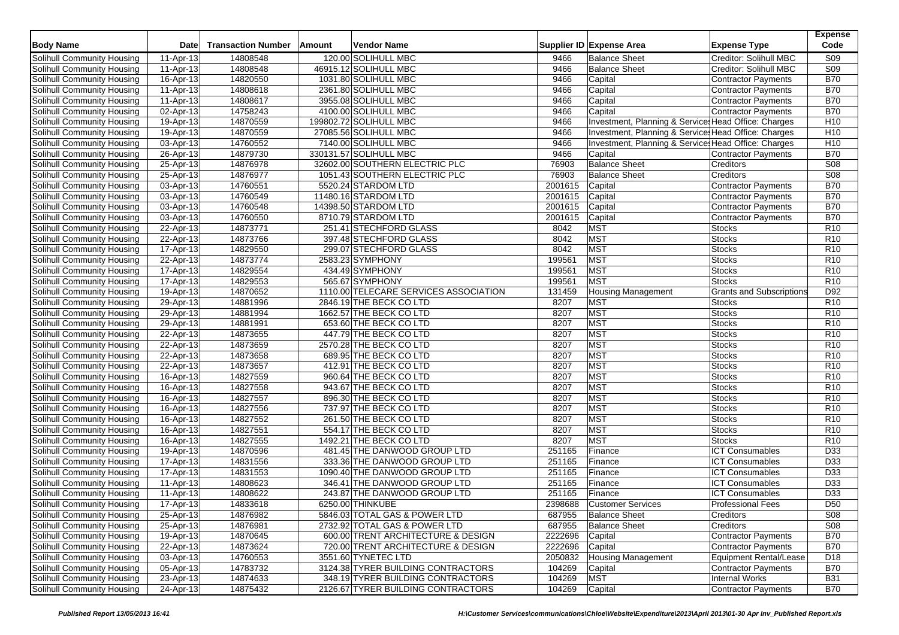| Body Name | Date | Transaction Number | Amount | Vendor Name | Supplier ID | Expense Area | Expense Type | Expense Code |
|---|---|---|---|---|---|---|---|---|
| Solihull Community Housing | 11-Apr-13 | 14808548 | 120.00 | SOLIHULL MBC | 9466 | Balance Sheet | Creditor: Solihull MBC | S09 |
| Solihull Community Housing | 11-Apr-13 | 14808548 | 46915.12 | SOLIHULL MBC | 9466 | Balance Sheet | Creditor: Solihull MBC | S09 |
| Solihull Community Housing | 16-Apr-13 | 14820550 | 1031.80 | SOLIHULL MBC | 9466 | Capital | Contractor Payments | B70 |
| Solihull Community Housing | 11-Apr-13 | 14808618 | 2361.80 | SOLIHULL MBC | 9466 | Capital | Contractor Payments | B70 |
| Solihull Community Housing | 11-Apr-13 | 14808617 | 3955.08 | SOLIHULL MBC | 9466 | Capital | Contractor Payments | B70 |
| Solihull Community Housing | 02-Apr-13 | 14758243 | 4100.00 | SOLIHULL MBC | 9466 | Capital | Contractor Payments | B70 |
| Solihull Community Housing | 19-Apr-13 | 14870559 | 199802.72 | SOLIHULL MBC | 9466 | Investment, Planning & Services | Head Office: Charges | H10 |
| Solihull Community Housing | 19-Apr-13 | 14870559 | 27085.56 | SOLIHULL MBC | 9466 | Investment, Planning & Services | Head Office: Charges | H10 |
| Solihull Community Housing | 03-Apr-13 | 14760552 | 7140.00 | SOLIHULL MBC | 9466 | Investment, Planning & Services | Head Office: Charges | H10 |
| Solihull Community Housing | 26-Apr-13 | 14879730 | 330131.57 | SOLIHULL MBC | 9466 | Capital | Contractor Payments | B70 |
| Solihull Community Housing | 25-Apr-13 | 14876978 | 32602.00 | SOUTHERN ELECTRIC PLC | 76903 | Balance Sheet | Creditors | S08 |
| Solihull Community Housing | 25-Apr-13 | 14876977 | 1051.43 | SOUTHERN ELECTRIC PLC | 76903 | Balance Sheet | Creditors | S08 |
| Solihull Community Housing | 03-Apr-13 | 14760551 | 5520.24 | STARDOM LTD | 2001615 | Capital | Contractor Payments | B70 |
| Solihull Community Housing | 03-Apr-13 | 14760549 | 11480.16 | STARDOM LTD | 2001615 | Capital | Contractor Payments | B70 |
| Solihull Community Housing | 03-Apr-13 | 14760548 | 14398.50 | STARDOM LTD | 2001615 | Capital | Contractor Payments | B70 |
| Solihull Community Housing | 03-Apr-13 | 14760550 | 8710.79 | STARDOM LTD | 2001615 | Capital | Contractor Payments | B70 |
| Solihull Community Housing | 22-Apr-13 | 14873771 | 251.41 | STECHFORD GLASS | 8042 | MST | Stocks | R10 |
| Solihull Community Housing | 22-Apr-13 | 14873766 | 397.48 | STECHFORD GLASS | 8042 | MST | Stocks | R10 |
| Solihull Community Housing | 17-Apr-13 | 14829550 | 299.07 | STECHFORD GLASS | 8042 | MST | Stocks | R10 |
| Solihull Community Housing | 22-Apr-13 | 14873774 | 2583.23 | SYMPHONY | 199561 | MST | Stocks | R10 |
| Solihull Community Housing | 17-Apr-13 | 14829554 | 434.49 | SYMPHONY | 199561 | MST | Stocks | R10 |
| Solihull Community Housing | 17-Apr-13 | 14829553 | 565.67 | SYMPHONY | 199561 | MST | Stocks | R10 |
| Solihull Community Housing | 19-Apr-13 | 14870652 | 1110.00 | TELECARE SERVICES ASSOCIATION | 131459 | Housing Management | Grants and Subscriptions | D92 |
| Solihull Community Housing | 29-Apr-13 | 14881996 | 2846.19 | THE BECK CO LTD | 8207 | MST | Stocks | R10 |
| Solihull Community Housing | 29-Apr-13 | 14881994 | 1662.57 | THE BECK CO LTD | 8207 | MST | Stocks | R10 |
| Solihull Community Housing | 29-Apr-13 | 14881991 | 653.60 | THE BECK CO LTD | 8207 | MST | Stocks | R10 |
| Solihull Community Housing | 22-Apr-13 | 14873655 | 447.79 | THE BECK CO LTD | 8207 | MST | Stocks | R10 |
| Solihull Community Housing | 22-Apr-13 | 14873659 | 2570.28 | THE BECK CO LTD | 8207 | MST | Stocks | R10 |
| Solihull Community Housing | 22-Apr-13 | 14873658 | 689.95 | THE BECK CO LTD | 8207 | MST | Stocks | R10 |
| Solihull Community Housing | 22-Apr-13 | 14873657 | 412.91 | THE BECK CO LTD | 8207 | MST | Stocks | R10 |
| Solihull Community Housing | 16-Apr-13 | 14827559 | 960.64 | THE BECK CO LTD | 8207 | MST | Stocks | R10 |
| Solihull Community Housing | 16-Apr-13 | 14827558 | 943.67 | THE BECK CO LTD | 8207 | MST | Stocks | R10 |
| Solihull Community Housing | 16-Apr-13 | 14827557 | 896.30 | THE BECK CO LTD | 8207 | MST | Stocks | R10 |
| Solihull Community Housing | 16-Apr-13 | 14827556 | 737.97 | THE BECK CO LTD | 8207 | MST | Stocks | R10 |
| Solihull Community Housing | 16-Apr-13 | 14827552 | 261.50 | THE BECK CO LTD | 8207 | MST | Stocks | R10 |
| Solihull Community Housing | 16-Apr-13 | 14827551 | 554.17 | THE BECK CO LTD | 8207 | MST | Stocks | R10 |
| Solihull Community Housing | 16-Apr-13 | 14827555 | 1492.21 | THE BECK CO LTD | 8207 | MST | Stocks | R10 |
| Solihull Community Housing | 19-Apr-13 | 14870596 | 481.45 | THE DANWOOD GROUP LTD | 251165 | Finance | ICT Consumables | D33 |
| Solihull Community Housing | 17-Apr-13 | 14831556 | 333.36 | THE DANWOOD GROUP LTD | 251165 | Finance | ICT Consumables | D33 |
| Solihull Community Housing | 17-Apr-13 | 14831553 | 1090.40 | THE DANWOOD GROUP LTD | 251165 | Finance | ICT Consumables | D33 |
| Solihull Community Housing | 11-Apr-13 | 14808623 | 346.41 | THE DANWOOD GROUP LTD | 251165 | Finance | ICT Consumables | D33 |
| Solihull Community Housing | 11-Apr-13 | 14808622 | 243.87 | THE DANWOOD GROUP LTD | 251165 | Finance | ICT Consumables | D33 |
| Solihull Community Housing | 17-Apr-13 | 14833618 | 6250.00 | THINKUBE | 2398688 | Customer Services | Professional Fees | D50 |
| Solihull Community Housing | 25-Apr-13 | 14876982 | 5846.03 | TOTAL GAS & POWER LTD | 687955 | Balance Sheet | Creditors | S08 |
| Solihull Community Housing | 25-Apr-13 | 14876981 | 2732.92 | TOTAL GAS & POWER LTD | 687955 | Balance Sheet | Creditors | S08 |
| Solihull Community Housing | 19-Apr-13 | 14870645 | 600.00 | TRENT ARCHITECTURE & DESIGN | 2222696 | Capital | Contractor Payments | B70 |
| Solihull Community Housing | 22-Apr-13 | 14873624 | 720.00 | TRENT ARCHITECTURE & DESIGN | 2222696 | Capital | Contractor Payments | B70 |
| Solihull Community Housing | 03-Apr-13 | 14760553 | 3551.60 | TYNETEC LTD | 2050832 | Housing Management | Equipment Rental/Lease | D18 |
| Solihull Community Housing | 05-Apr-13 | 14783732 | 3124.38 | TYRER BUILDING CONTRACTORS | 104269 | Capital | Contractor Payments | B70 |
| Solihull Community Housing | 23-Apr-13 | 14874633 | 348.19 | TYRER BUILDING CONTRACTORS | 104269 | MST | Internal Works | B31 |
| Solihull Community Housing | 24-Apr-13 | 14875432 | 2126.67 | TYRER BUILDING CONTRACTORS | 104269 | Capital | Contractor Payments | B70 |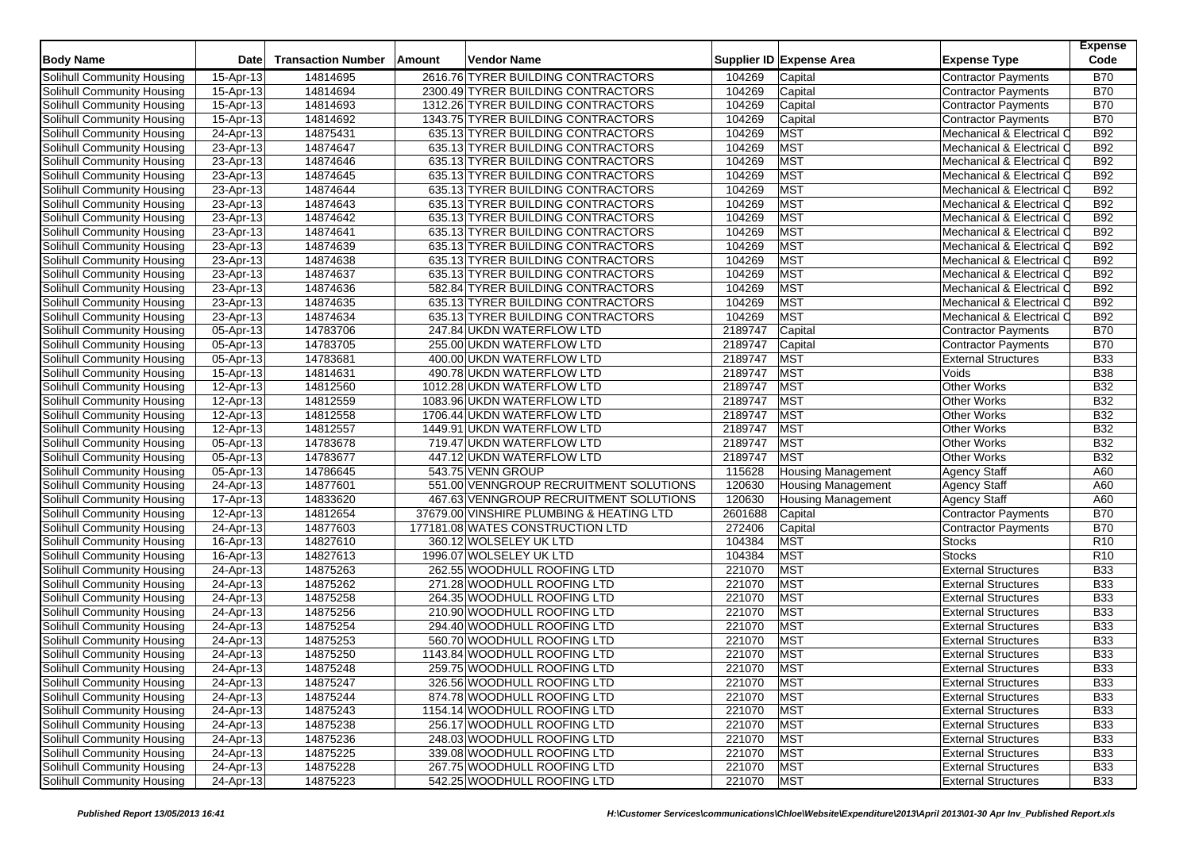| Body Name | Date | Transaction Number | Amount | Vendor Name | Supplier ID | Expense Area | Expense Type | Expense Code |
|---|---|---|---|---|---|---|---|---|
| Solihull Community Housing | 15-Apr-13 | 14814695 | 2616.76 | TYRER BUILDING CONTRACTORS | 104269 | Capital | Contractor Payments | B70 |
| Solihull Community Housing | 15-Apr-13 | 14814694 | 2300.49 | TYRER BUILDING CONTRACTORS | 104269 | Capital | Contractor Payments | B70 |
| Solihull Community Housing | 15-Apr-13 | 14814693 | 1312.26 | TYRER BUILDING CONTRACTORS | 104269 | Capital | Contractor Payments | B70 |
| Solihull Community Housing | 15-Apr-13 | 14814692 | 1343.75 | TYRER BUILDING CONTRACTORS | 104269 | Capital | Contractor Payments | B70 |
| Solihull Community Housing | 24-Apr-13 | 14875431 | 635.13 | TYRER BUILDING CONTRACTORS | 104269 | MST | Mechanical & Electrical C | B92 |
| Solihull Community Housing | 23-Apr-13 | 14874647 | 635.13 | TYRER BUILDING CONTRACTORS | 104269 | MST | Mechanical & Electrical C | B92 |
| Solihull Community Housing | 23-Apr-13 | 14874646 | 635.13 | TYRER BUILDING CONTRACTORS | 104269 | MST | Mechanical & Electrical C | B92 |
| Solihull Community Housing | 23-Apr-13 | 14874645 | 635.13 | TYRER BUILDING CONTRACTORS | 104269 | MST | Mechanical & Electrical C | B92 |
| Solihull Community Housing | 23-Apr-13 | 14874644 | 635.13 | TYRER BUILDING CONTRACTORS | 104269 | MST | Mechanical & Electrical C | B92 |
| Solihull Community Housing | 23-Apr-13 | 14874643 | 635.13 | TYRER BUILDING CONTRACTORS | 104269 | MST | Mechanical & Electrical C | B92 |
| Solihull Community Housing | 23-Apr-13 | 14874642 | 635.13 | TYRER BUILDING CONTRACTORS | 104269 | MST | Mechanical & Electrical C | B92 |
| Solihull Community Housing | 23-Apr-13 | 14874641 | 635.13 | TYRER BUILDING CONTRACTORS | 104269 | MST | Mechanical & Electrical C | B92 |
| Solihull Community Housing | 23-Apr-13 | 14874639 | 635.13 | TYRER BUILDING CONTRACTORS | 104269 | MST | Mechanical & Electrical C | B92 |
| Solihull Community Housing | 23-Apr-13 | 14874638 | 635.13 | TYRER BUILDING CONTRACTORS | 104269 | MST | Mechanical & Electrical C | B92 |
| Solihull Community Housing | 23-Apr-13 | 14874637 | 635.13 | TYRER BUILDING CONTRACTORS | 104269 | MST | Mechanical & Electrical C | B92 |
| Solihull Community Housing | 23-Apr-13 | 14874636 | 582.84 | TYRER BUILDING CONTRACTORS | 104269 | MST | Mechanical & Electrical C | B92 |
| Solihull Community Housing | 23-Apr-13 | 14874635 | 635.13 | TYRER BUILDING CONTRACTORS | 104269 | MST | Mechanical & Electrical C | B92 |
| Solihull Community Housing | 23-Apr-13 | 14874634 | 635.13 | TYRER BUILDING CONTRACTORS | 104269 | MST | Mechanical & Electrical C | B92 |
| Solihull Community Housing | 05-Apr-13 | 14783706 | 247.84 | UKDN WATERFLOW LTD | 2189747 | Capital | Contractor Payments | B70 |
| Solihull Community Housing | 05-Apr-13 | 14783705 | 255.00 | UKDN WATERFLOW LTD | 2189747 | Capital | Contractor Payments | B70 |
| Solihull Community Housing | 05-Apr-13 | 14783681 | 400.00 | UKDN WATERFLOW LTD | 2189747 | MST | External Structures | B33 |
| Solihull Community Housing | 15-Apr-13 | 14814631 | 490.78 | UKDN WATERFLOW LTD | 2189747 | MST | Voids | B38 |
| Solihull Community Housing | 12-Apr-13 | 14812560 | 1012.28 | UKDN WATERFLOW LTD | 2189747 | MST | Other Works | B32 |
| Solihull Community Housing | 12-Apr-13 | 14812559 | 1083.96 | UKDN WATERFLOW LTD | 2189747 | MST | Other Works | B32 |
| Solihull Community Housing | 12-Apr-13 | 14812558 | 1706.44 | UKDN WATERFLOW LTD | 2189747 | MST | Other Works | B32 |
| Solihull Community Housing | 12-Apr-13 | 14812557 | 1449.91 | UKDN WATERFLOW LTD | 2189747 | MST | Other Works | B32 |
| Solihull Community Housing | 05-Apr-13 | 14783678 | 719.47 | UKDN WATERFLOW LTD | 2189747 | MST | Other Works | B32 |
| Solihull Community Housing | 05-Apr-13 | 14783677 | 447.12 | UKDN WATERFLOW LTD | 2189747 | MST | Other Works | B32 |
| Solihull Community Housing | 05-Apr-13 | 14786645 | 543.75 | VENN GROUP | 115628 | Housing Management | Agency Staff | A60 |
| Solihull Community Housing | 24-Apr-13 | 14877601 | 551.00 | VENNGROUP RECRUITMENT SOLUTIONS | 120630 | Housing Management | Agency Staff | A60 |
| Solihull Community Housing | 17-Apr-13 | 14833620 | 467.63 | VENNGROUP RECRUITMENT SOLUTIONS | 120630 | Housing Management | Agency Staff | A60 |
| Solihull Community Housing | 12-Apr-13 | 14812654 | 37679.00 | VINSHIRE PLUMBING & HEATING LTD | 2601688 | Capital | Contractor Payments | B70 |
| Solihull Community Housing | 24-Apr-13 | 14877603 | 177181.08 | WATES CONSTRUCTION LTD | 272406 | Capital | Contractor Payments | B70 |
| Solihull Community Housing | 16-Apr-13 | 14827610 | 360.12 | WOLSELEY UK LTD | 104384 | MST | Stocks | R10 |
| Solihull Community Housing | 16-Apr-13 | 14827613 | 1996.07 | WOLSELEY UK LTD | 104384 | MST | Stocks | R10 |
| Solihull Community Housing | 24-Apr-13 | 14875263 | 262.55 | WOODHULL ROOFING LTD | 221070 | MST | External Structures | B33 |
| Solihull Community Housing | 24-Apr-13 | 14875262 | 271.28 | WOODHULL ROOFING LTD | 221070 | MST | External Structures | B33 |
| Solihull Community Housing | 24-Apr-13 | 14875258 | 264.35 | WOODHULL ROOFING LTD | 221070 | MST | External Structures | B33 |
| Solihull Community Housing | 24-Apr-13 | 14875256 | 210.90 | WOODHULL ROOFING LTD | 221070 | MST | External Structures | B33 |
| Solihull Community Housing | 24-Apr-13 | 14875254 | 294.40 | WOODHULL ROOFING LTD | 221070 | MST | External Structures | B33 |
| Solihull Community Housing | 24-Apr-13 | 14875253 | 560.70 | WOODHULL ROOFING LTD | 221070 | MST | External Structures | B33 |
| Solihull Community Housing | 24-Apr-13 | 14875250 | 1143.84 | WOODHULL ROOFING LTD | 221070 | MST | External Structures | B33 |
| Solihull Community Housing | 24-Apr-13 | 14875248 | 259.75 | WOODHULL ROOFING LTD | 221070 | MST | External Structures | B33 |
| Solihull Community Housing | 24-Apr-13 | 14875247 | 326.56 | WOODHULL ROOFING LTD | 221070 | MST | External Structures | B33 |
| Solihull Community Housing | 24-Apr-13 | 14875244 | 874.78 | WOODHULL ROOFING LTD | 221070 | MST | External Structures | B33 |
| Solihull Community Housing | 24-Apr-13 | 14875243 | 1154.14 | WOODHULL ROOFING LTD | 221070 | MST | External Structures | B33 |
| Solihull Community Housing | 24-Apr-13 | 14875238 | 256.17 | WOODHULL ROOFING LTD | 221070 | MST | External Structures | B33 |
| Solihull Community Housing | 24-Apr-13 | 14875236 | 248.03 | WOODHULL ROOFING LTD | 221070 | MST | External Structures | B33 |
| Solihull Community Housing | 24-Apr-13 | 14875225 | 339.08 | WOODHULL ROOFING LTD | 221070 | MST | External Structures | B33 |
| Solihull Community Housing | 24-Apr-13 | 14875228 | 267.75 | WOODHULL ROOFING LTD | 221070 | MST | External Structures | B33 |
| Solihull Community Housing | 24-Apr-13 | 14875223 | 542.25 | WOODHULL ROOFING LTD | 221070 | MST | External Structures | B33 |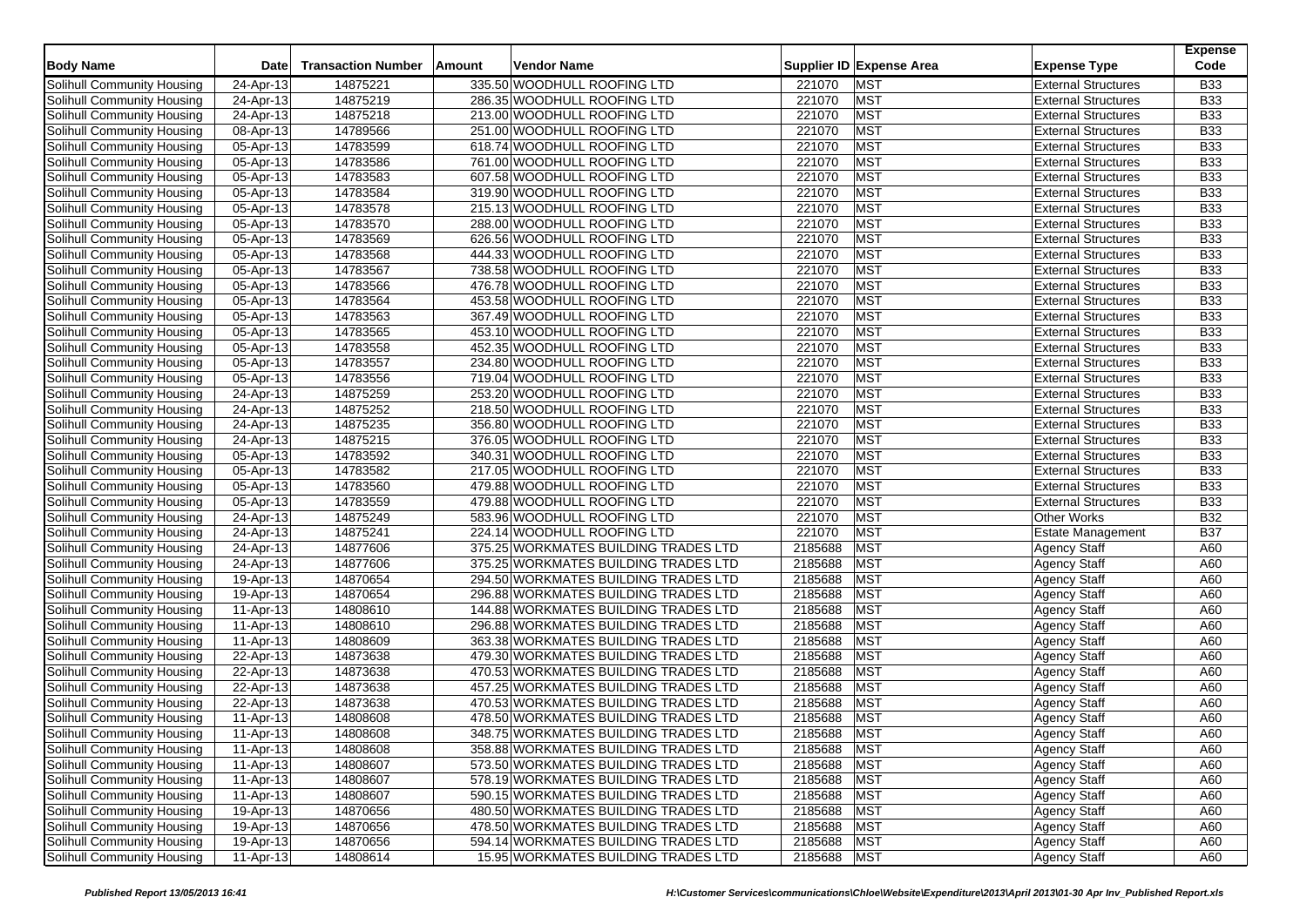| Body Name | Date | Transaction Number | Amount | Vendor Name | Supplier ID | Expense Area | Expense Type | Expense Code |
|---|---|---|---|---|---|---|---|---|
| Solihull Community Housing | 24-Apr-13 | 14875221 | 335.50 | WOODHULL ROOFING LTD | 221070 | MST | External Structures | B33 |
| Solihull Community Housing | 24-Apr-13 | 14875219 | 286.35 | WOODHULL ROOFING LTD | 221070 | MST | External Structures | B33 |
| Solihull Community Housing | 24-Apr-13 | 14875218 | 213.00 | WOODHULL ROOFING LTD | 221070 | MST | External Structures | B33 |
| Solihull Community Housing | 08-Apr-13 | 14789566 | 251.00 | WOODHULL ROOFING LTD | 221070 | MST | External Structures | B33 |
| Solihull Community Housing | 05-Apr-13 | 14783599 | 618.74 | WOODHULL ROOFING LTD | 221070 | MST | External Structures | B33 |
| Solihull Community Housing | 05-Apr-13 | 14783586 | 761.00 | WOODHULL ROOFING LTD | 221070 | MST | External Structures | B33 |
| Solihull Community Housing | 05-Apr-13 | 14783583 | 607.58 | WOODHULL ROOFING LTD | 221070 | MST | External Structures | B33 |
| Solihull Community Housing | 05-Apr-13 | 14783584 | 319.90 | WOODHULL ROOFING LTD | 221070 | MST | External Structures | B33 |
| Solihull Community Housing | 05-Apr-13 | 14783578 | 215.13 | WOODHULL ROOFING LTD | 221070 | MST | External Structures | B33 |
| Solihull Community Housing | 05-Apr-13 | 14783570 | 288.00 | WOODHULL ROOFING LTD | 221070 | MST | External Structures | B33 |
| Solihull Community Housing | 05-Apr-13 | 14783569 | 626.56 | WOODHULL ROOFING LTD | 221070 | MST | External Structures | B33 |
| Solihull Community Housing | 05-Apr-13 | 14783568 | 444.33 | WOODHULL ROOFING LTD | 221070 | MST | External Structures | B33 |
| Solihull Community Housing | 05-Apr-13 | 14783567 | 738.58 | WOODHULL ROOFING LTD | 221070 | MST | External Structures | B33 |
| Solihull Community Housing | 05-Apr-13 | 14783566 | 476.78 | WOODHULL ROOFING LTD | 221070 | MST | External Structures | B33 |
| Solihull Community Housing | 05-Apr-13 | 14783564 | 453.58 | WOODHULL ROOFING LTD | 221070 | MST | External Structures | B33 |
| Solihull Community Housing | 05-Apr-13 | 14783563 | 367.49 | WOODHULL ROOFING LTD | 221070 | MST | External Structures | B33 |
| Solihull Community Housing | 05-Apr-13 | 14783565 | 453.10 | WOODHULL ROOFING LTD | 221070 | MST | External Structures | B33 |
| Solihull Community Housing | 05-Apr-13 | 14783558 | 452.35 | WOODHULL ROOFING LTD | 221070 | MST | External Structures | B33 |
| Solihull Community Housing | 05-Apr-13 | 14783557 | 234.80 | WOODHULL ROOFING LTD | 221070 | MST | External Structures | B33 |
| Solihull Community Housing | 05-Apr-13 | 14783556 | 719.04 | WOODHULL ROOFING LTD | 221070 | MST | External Structures | B33 |
| Solihull Community Housing | 24-Apr-13 | 14875259 | 253.20 | WOODHULL ROOFING LTD | 221070 | MST | External Structures | B33 |
| Solihull Community Housing | 24-Apr-13 | 14875252 | 218.50 | WOODHULL ROOFING LTD | 221070 | MST | External Structures | B33 |
| Solihull Community Housing | 24-Apr-13 | 14875235 | 356.80 | WOODHULL ROOFING LTD | 221070 | MST | External Structures | B33 |
| Solihull Community Housing | 24-Apr-13 | 14875215 | 376.05 | WOODHULL ROOFING LTD | 221070 | MST | External Structures | B33 |
| Solihull Community Housing | 05-Apr-13 | 14783592 | 340.31 | WOODHULL ROOFING LTD | 221070 | MST | External Structures | B33 |
| Solihull Community Housing | 05-Apr-13 | 14783582 | 217.05 | WOODHULL ROOFING LTD | 221070 | MST | External Structures | B33 |
| Solihull Community Housing | 05-Apr-13 | 14783560 | 479.88 | WOODHULL ROOFING LTD | 221070 | MST | External Structures | B33 |
| Solihull Community Housing | 05-Apr-13 | 14783559 | 479.88 | WOODHULL ROOFING LTD | 221070 | MST | External Structures | B33 |
| Solihull Community Housing | 24-Apr-13 | 14875249 | 583.96 | WOODHULL ROOFING LTD | 221070 | MST | Other Works | B32 |
| Solihull Community Housing | 24-Apr-13 | 14875241 | 224.14 | WOODHULL ROOFING LTD | 221070 | MST | Estate Management | B37 |
| Solihull Community Housing | 24-Apr-13 | 14877606 | 375.25 | WORKMATES BUILDING TRADES LTD | 2185688 | MST | Agency Staff | A60 |
| Solihull Community Housing | 24-Apr-13 | 14877606 | 375.25 | WORKMATES BUILDING TRADES LTD | 2185688 | MST | Agency Staff | A60 |
| Solihull Community Housing | 19-Apr-13 | 14870654 | 294.50 | WORKMATES BUILDING TRADES LTD | 2185688 | MST | Agency Staff | A60 |
| Solihull Community Housing | 19-Apr-13 | 14870654 | 296.88 | WORKMATES BUILDING TRADES LTD | 2185688 | MST | Agency Staff | A60 |
| Solihull Community Housing | 11-Apr-13 | 14808610 | 144.88 | WORKMATES BUILDING TRADES LTD | 2185688 | MST | Agency Staff | A60 |
| Solihull Community Housing | 11-Apr-13 | 14808610 | 296.88 | WORKMATES BUILDING TRADES LTD | 2185688 | MST | Agency Staff | A60 |
| Solihull Community Housing | 11-Apr-13 | 14808609 | 363.38 | WORKMATES BUILDING TRADES LTD | 2185688 | MST | Agency Staff | A60 |
| Solihull Community Housing | 22-Apr-13 | 14873638 | 479.30 | WORKMATES BUILDING TRADES LTD | 2185688 | MST | Agency Staff | A60 |
| Solihull Community Housing | 22-Apr-13 | 14873638 | 470.53 | WORKMATES BUILDING TRADES LTD | 2185688 | MST | Agency Staff | A60 |
| Solihull Community Housing | 22-Apr-13 | 14873638 | 457.25 | WORKMATES BUILDING TRADES LTD | 2185688 | MST | Agency Staff | A60 |
| Solihull Community Housing | 22-Apr-13 | 14873638 | 470.53 | WORKMATES BUILDING TRADES LTD | 2185688 | MST | Agency Staff | A60 |
| Solihull Community Housing | 11-Apr-13 | 14808608 | 478.50 | WORKMATES BUILDING TRADES LTD | 2185688 | MST | Agency Staff | A60 |
| Solihull Community Housing | 11-Apr-13 | 14808608 | 348.75 | WORKMATES BUILDING TRADES LTD | 2185688 | MST | Agency Staff | A60 |
| Solihull Community Housing | 11-Apr-13 | 14808608 | 358.88 | WORKMATES BUILDING TRADES LTD | 2185688 | MST | Agency Staff | A60 |
| Solihull Community Housing | 11-Apr-13 | 14808607 | 573.50 | WORKMATES BUILDING TRADES LTD | 2185688 | MST | Agency Staff | A60 |
| Solihull Community Housing | 11-Apr-13 | 14808607 | 578.19 | WORKMATES BUILDING TRADES LTD | 2185688 | MST | Agency Staff | A60 |
| Solihull Community Housing | 11-Apr-13 | 14808607 | 590.15 | WORKMATES BUILDING TRADES LTD | 2185688 | MST | Agency Staff | A60 |
| Solihull Community Housing | 19-Apr-13 | 14870656 | 480.50 | WORKMATES BUILDING TRADES LTD | 2185688 | MST | Agency Staff | A60 |
| Solihull Community Housing | 19-Apr-13 | 14870656 | 478.50 | WORKMATES BUILDING TRADES LTD | 2185688 | MST | Agency Staff | A60 |
| Solihull Community Housing | 19-Apr-13 | 14870656 | 594.14 | WORKMATES BUILDING TRADES LTD | 2185688 | MST | Agency Staff | A60 |
| Solihull Community Housing | 11-Apr-13 | 14808614 | 15.95 | WORKMATES BUILDING TRADES LTD | 2185688 | MST | Agency Staff | A60 |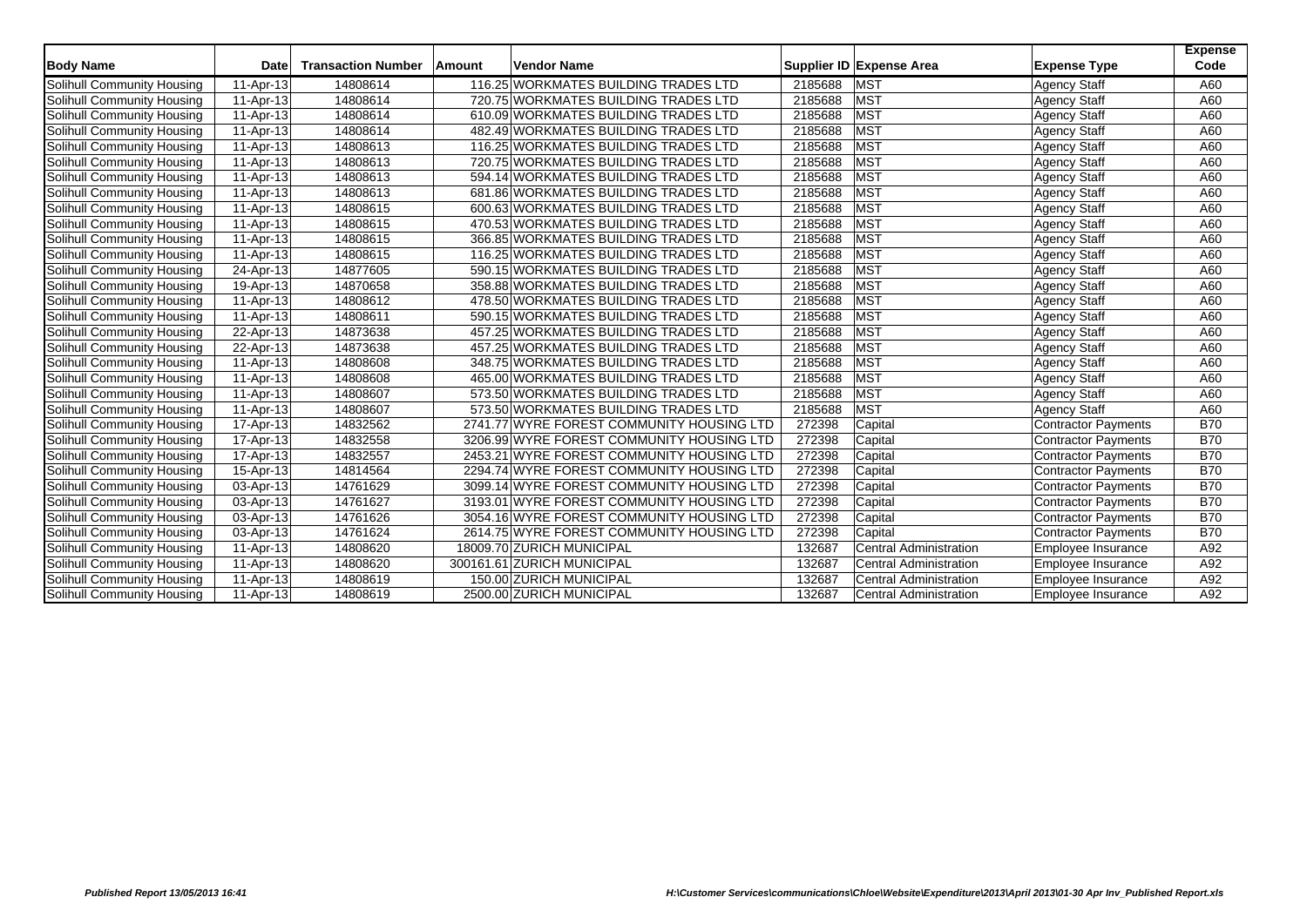| Body Name | Date | Transaction Number | Amount | Vendor Name | Supplier ID | Expense Area | Expense Type | Expense Code |
|---|---|---|---|---|---|---|---|---|
| Solihull Community Housing | 11-Apr-13 | 14808614 | 116.25 | WORKMATES BUILDING TRADES LTD | 2185688 | MST | Agency Staff | A60 |
| Solihull Community Housing | 11-Apr-13 | 14808614 | 720.75 | WORKMATES BUILDING TRADES LTD | 2185688 | MST | Agency Staff | A60 |
| Solihull Community Housing | 11-Apr-13 | 14808614 | 610.09 | WORKMATES BUILDING TRADES LTD | 2185688 | MST | Agency Staff | A60 |
| Solihull Community Housing | 11-Apr-13 | 14808614 | 482.49 | WORKMATES BUILDING TRADES LTD | 2185688 | MST | Agency Staff | A60 |
| Solihull Community Housing | 11-Apr-13 | 14808613 | 116.25 | WORKMATES BUILDING TRADES LTD | 2185688 | MST | Agency Staff | A60 |
| Solihull Community Housing | 11-Apr-13 | 14808613 | 720.75 | WORKMATES BUILDING TRADES LTD | 2185688 | MST | Agency Staff | A60 |
| Solihull Community Housing | 11-Apr-13 | 14808613 | 594.14 | WORKMATES BUILDING TRADES LTD | 2185688 | MST | Agency Staff | A60 |
| Solihull Community Housing | 11-Apr-13 | 14808613 | 681.86 | WORKMATES BUILDING TRADES LTD | 2185688 | MST | Agency Staff | A60 |
| Solihull Community Housing | 11-Apr-13 | 14808615 | 600.63 | WORKMATES BUILDING TRADES LTD | 2185688 | MST | Agency Staff | A60 |
| Solihull Community Housing | 11-Apr-13 | 14808615 | 470.53 | WORKMATES BUILDING TRADES LTD | 2185688 | MST | Agency Staff | A60 |
| Solihull Community Housing | 11-Apr-13 | 14808615 | 366.85 | WORKMATES BUILDING TRADES LTD | 2185688 | MST | Agency Staff | A60 |
| Solihull Community Housing | 11-Apr-13 | 14808615 | 116.25 | WORKMATES BUILDING TRADES LTD | 2185688 | MST | Agency Staff | A60 |
| Solihull Community Housing | 24-Apr-13 | 14877605 | 590.15 | WORKMATES BUILDING TRADES LTD | 2185688 | MST | Agency Staff | A60 |
| Solihull Community Housing | 19-Apr-13 | 14870658 | 358.88 | WORKMATES BUILDING TRADES LTD | 2185688 | MST | Agency Staff | A60 |
| Solihull Community Housing | 11-Apr-13 | 14808612 | 478.50 | WORKMATES BUILDING TRADES LTD | 2185688 | MST | Agency Staff | A60 |
| Solihull Community Housing | 11-Apr-13 | 14808611 | 590.15 | WORKMATES BUILDING TRADES LTD | 2185688 | MST | Agency Staff | A60 |
| Solihull Community Housing | 22-Apr-13 | 14873638 | 457.25 | WORKMATES BUILDING TRADES LTD | 2185688 | MST | Agency Staff | A60 |
| Solihull Community Housing | 22-Apr-13 | 14873638 | 457.25 | WORKMATES BUILDING TRADES LTD | 2185688 | MST | Agency Staff | A60 |
| Solihull Community Housing | 11-Apr-13 | 14808608 | 348.75 | WORKMATES BUILDING TRADES LTD | 2185688 | MST | Agency Staff | A60 |
| Solihull Community Housing | 11-Apr-13 | 14808608 | 465.00 | WORKMATES BUILDING TRADES LTD | 2185688 | MST | Agency Staff | A60 |
| Solihull Community Housing | 11-Apr-13 | 14808607 | 573.50 | WORKMATES BUILDING TRADES LTD | 2185688 | MST | Agency Staff | A60 |
| Solihull Community Housing | 11-Apr-13 | 14808607 | 573.50 | WORKMATES BUILDING TRADES LTD | 2185688 | MST | Agency Staff | A60 |
| Solihull Community Housing | 17-Apr-13 | 14832562 | 2741.77 | WYRE FOREST COMMUNITY HOUSING LTD | 272398 | Capital | Contractor Payments | B70 |
| Solihull Community Housing | 17-Apr-13 | 14832558 | 3206.99 | WYRE FOREST COMMUNITY HOUSING LTD | 272398 | Capital | Contractor Payments | B70 |
| Solihull Community Housing | 17-Apr-13 | 14832557 | 2453.21 | WYRE FOREST COMMUNITY HOUSING LTD | 272398 | Capital | Contractor Payments | B70 |
| Solihull Community Housing | 15-Apr-13 | 14814564 | 2294.74 | WYRE FOREST COMMUNITY HOUSING LTD | 272398 | Capital | Contractor Payments | B70 |
| Solihull Community Housing | 03-Apr-13 | 14761629 | 3099.14 | WYRE FOREST COMMUNITY HOUSING LTD | 272398 | Capital | Contractor Payments | B70 |
| Solihull Community Housing | 03-Apr-13 | 14761627 | 3193.01 | WYRE FOREST COMMUNITY HOUSING LTD | 272398 | Capital | Contractor Payments | B70 |
| Solihull Community Housing | 03-Apr-13 | 14761626 | 3054.16 | WYRE FOREST COMMUNITY HOUSING LTD | 272398 | Capital | Contractor Payments | B70 |
| Solihull Community Housing | 03-Apr-13 | 14761624 | 2614.75 | WYRE FOREST COMMUNITY HOUSING LTD | 272398 | Capital | Contractor Payments | B70 |
| Solihull Community Housing | 11-Apr-13 | 14808620 | 18009.70 | ZURICH MUNICIPAL | 132687 | Central Administration | Employee Insurance | A92 |
| Solihull Community Housing | 11-Apr-13 | 14808620 | 300161.61 | ZURICH MUNICIPAL | 132687 | Central Administration | Employee Insurance | A92 |
| Solihull Community Housing | 11-Apr-13 | 14808619 | 150.00 | ZURICH MUNICIPAL | 132687 | Central Administration | Employee Insurance | A92 |
| Solihull Community Housing | 11-Apr-13 | 14808619 | 2500.00 | ZURICH MUNICIPAL | 132687 | Central Administration | Employee Insurance | A92 |